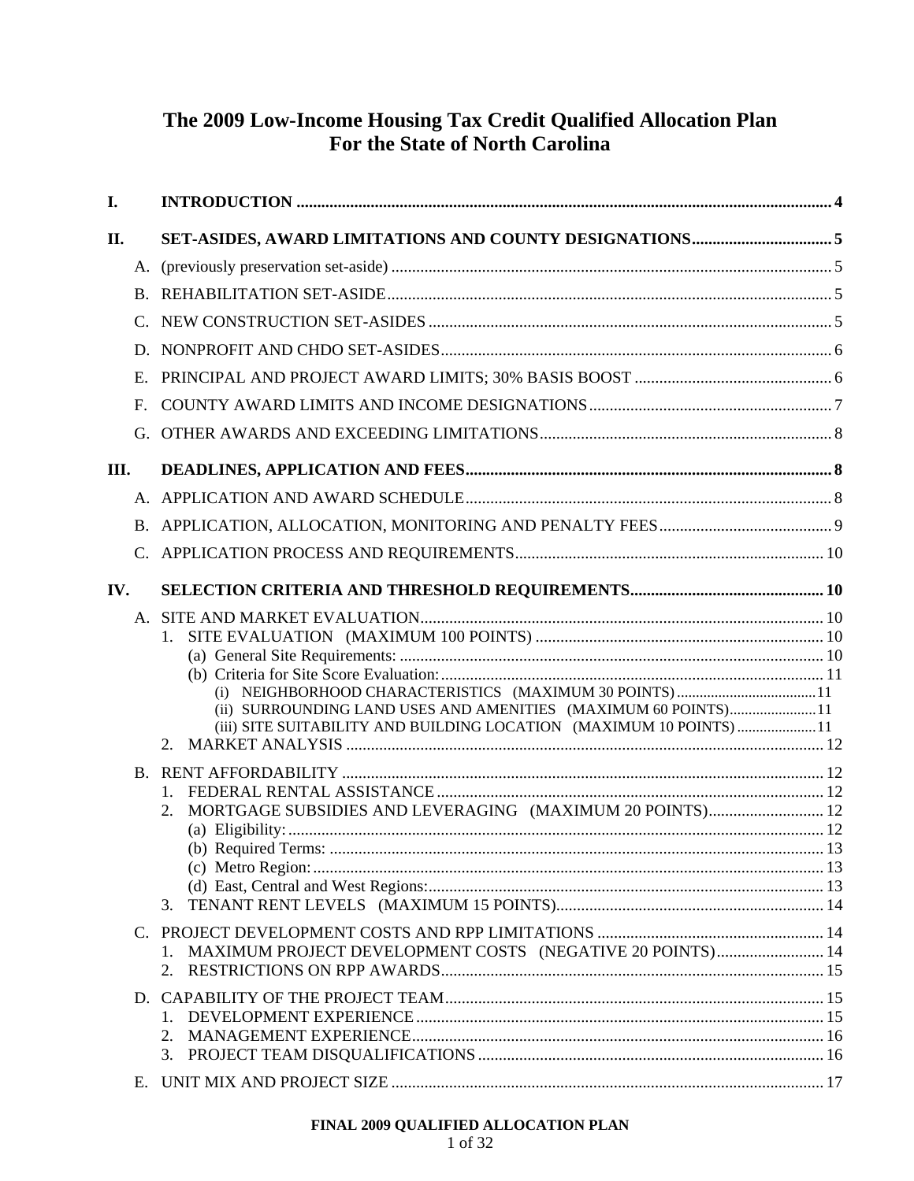# The 2009 Low-Income Housing Tax Credit Qualified Allocation Plan For the State of North Carolina

**I. INTRODUCTION** .......... 4

**II. SET-ASIDES, AWARD LIMITATIONS AND COUNTY DESIGNATIONS** .......... 5

- A. (previously preservation set-aside) .......... 5
- B. REHABILITATION SET-ASIDE .......... 5
- C. NEW CONSTRUCTION SET-ASIDES .......... 5
- D. NONPROFIT AND CHDO SET-ASIDES .......... 6
- E. PRINCIPAL AND PROJECT AWARD LIMITS; 30% BASIS BOOST .......... 6
- F. COUNTY AWARD LIMITS AND INCOME DESIGNATIONS .......... 7
- G. OTHER AWARDS AND EXCEEDING LIMITATIONS .......... 8

**III. DEADLINES, APPLICATION AND FEES** .......... 8

- A. APPLICATION AND AWARD SCHEDULE .......... 8
- B. APPLICATION, ALLOCATION, MONITORING AND PENALTY FEES .......... 9
- C. APPLICATION PROCESS AND REQUIREMENTS .......... 10

**IV. SELECTION CRITERIA AND THRESHOLD REQUIREMENTS** .......... 10

- A. SITE AND MARKET EVALUATION .......... 10
  1. SITE EVALUATION (MAXIMUM 100 POINTS) .......... 10
     - (a) General Site Requirements: .......... 10
     - (b) Criteria for Site Score Evaluation: .......... 11
       - (i) NEIGHBORHOOD CHARACTERISTICS (MAXIMUM 30 POINTS) .......... 11
       - (ii) SURROUNDING LAND USES AND AMENITIES (MAXIMUM 60 POINTS) .......... 11
       - (iii) SITE SUITABILITY AND BUILDING LOCATION (MAXIMUM 10 POINTS) .......... 11
  2. MARKET ANALYSIS .......... 12
- B. RENT AFFORDABILITY .......... 12
  1. FEDERAL RENTAL ASSISTANCE .......... 12
  2. MORTGAGE SUBSIDIES AND LEVERAGING (MAXIMUM 20 POINTS) .......... 12
     - (a) Eligibility: .......... 12
     - (b) Required Terms: .......... 13
     - (c) Metro Region: .......... 13
     - (d) East, Central and West Regions: .......... 13
  3. TENANT RENT LEVELS (MAXIMUM 15 POINTS) .......... 14
- C. PROJECT DEVELOPMENT COSTS AND RPP LIMITATIONS .......... 14
  1. MAXIMUM PROJECT DEVELOPMENT COSTS (NEGATIVE 20 POINTS) .......... 14
  2. RESTRICTIONS ON RPP AWARDS .......... 15
- D. CAPABILITY OF THE PROJECT TEAM .......... 15
  1. DEVELOPMENT EXPERIENCE .......... 15
  2. MANAGEMENT EXPERIENCE .......... 16
  3. PROJECT TEAM DISQUALIFICATIONS .......... 16
- E. UNIT MIX AND PROJECT SIZE .......... 17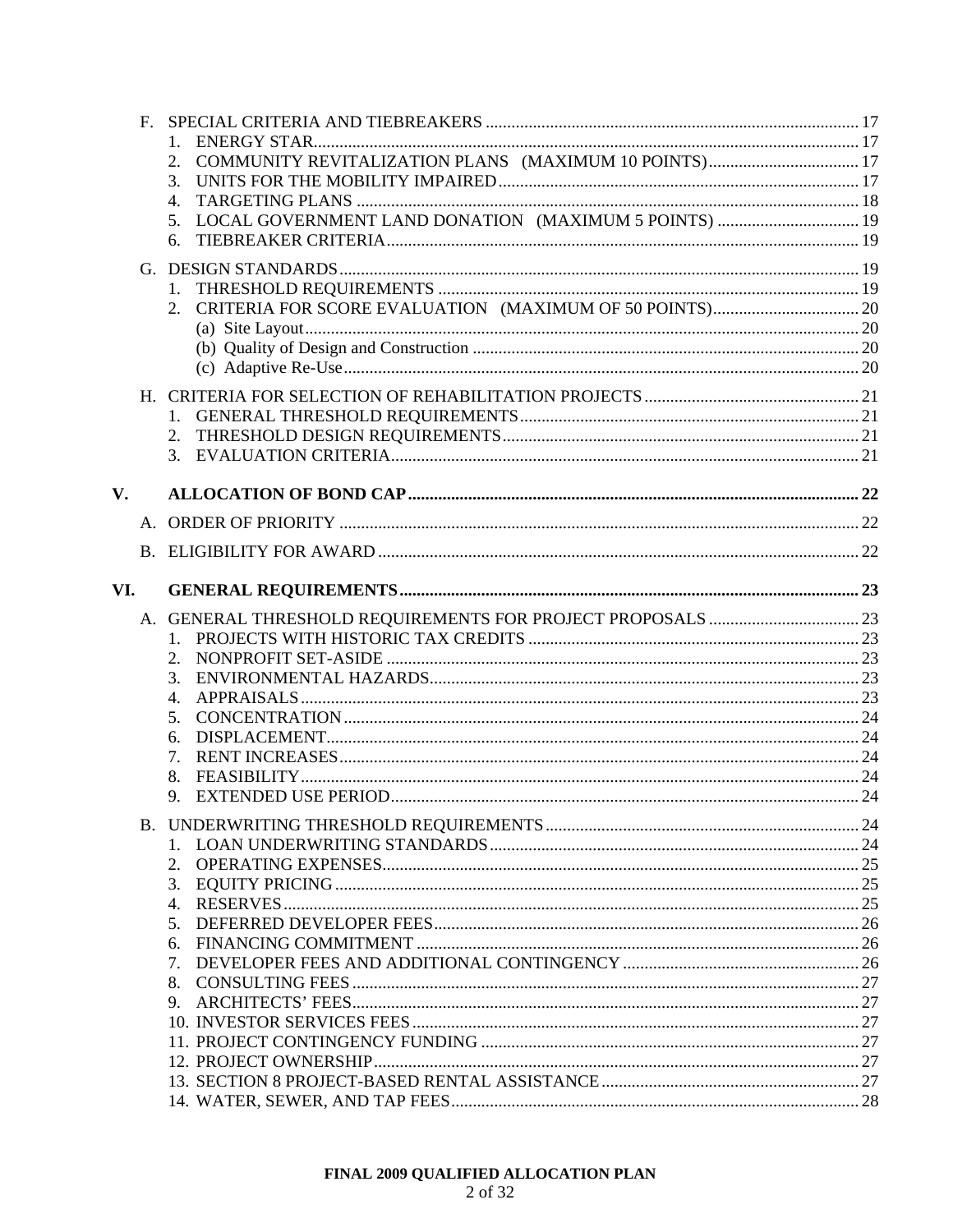F. SPECIAL CRITERIA AND TIEBREAKERS ....... 17
   1. ENERGY STAR....... 17
   2. COMMUNITY REVITALIZATION PLANS (MAXIMUM 10 POINTS)....... 17
   3. UNITS FOR THE MOBILITY IMPAIRED....... 17
   4. TARGETING PLANS ....... 18
   5. LOCAL GOVERNMENT LAND DONATION (MAXIMUM 5 POINTS) ....... 19
   6. TIEBREAKER CRITERIA....... 19

G. DESIGN STANDARDS....... 19
   1. THRESHOLD REQUIREMENTS ....... 19
   2. CRITERIA FOR SCORE EVALUATION (MAXIMUM OF 50 POINTS)....... 20
      (a) Site Layout....... 20
      (b) Quality of Design and Construction ....... 20
      (c) Adaptive Re-Use....... 20

H. CRITERIA FOR SELECTION OF REHABILITATION PROJECTS....... 21
   1. GENERAL THRESHOLD REQUIREMENTS....... 21
   2. THRESHOLD DESIGN REQUIREMENTS....... 21
   3. EVALUATION CRITERIA....... 21

**V. ALLOCATION OF BOND CAP....... 22**

A. ORDER OF PRIORITY ....... 22

B. ELIGIBILITY FOR AWARD ....... 22

**VI. GENERAL REQUIREMENTS....... 23**

A. GENERAL THRESHOLD REQUIREMENTS FOR PROJECT PROPOSALS ....... 23
   1. PROJECTS WITH HISTORIC TAX CREDITS ....... 23
   2. NONPROFIT SET-ASIDE ....... 23
   3. ENVIRONMENTAL HAZARDS....... 23
   4. APPRAISALS....... 23
   5. CONCENTRATION....... 24
   6. DISPLACEMENT....... 24
   7. RENT INCREASES....... 24
   8. FEASIBILITY....... 24
   9. EXTENDED USE PERIOD....... 24

B. UNDERWRITING THRESHOLD REQUIREMENTS....... 24
   1. LOAN UNDERWRITING STANDARDS....... 24
   2. OPERATING EXPENSES....... 25
   3. EQUITY PRICING....... 25
   4. RESERVES....... 25
   5. DEFERRED DEVELOPER FEES....... 26
   6. FINANCING COMMITMENT....... 26
   7. DEVELOPER FEES AND ADDITIONAL CONTINGENCY....... 26
   8. CONSULTING FEES....... 27
   9. ARCHITECTS' FEES....... 27
   10. INVESTOR SERVICES FEES....... 27
   11. PROJECT CONTINGENCY FUNDING ....... 27
   12. PROJECT OWNERSHIP....... 27
   13. SECTION 8 PROJECT-BASED RENTAL ASSISTANCE....... 27
   14. WATER, SEWER, AND TAP FEES....... 28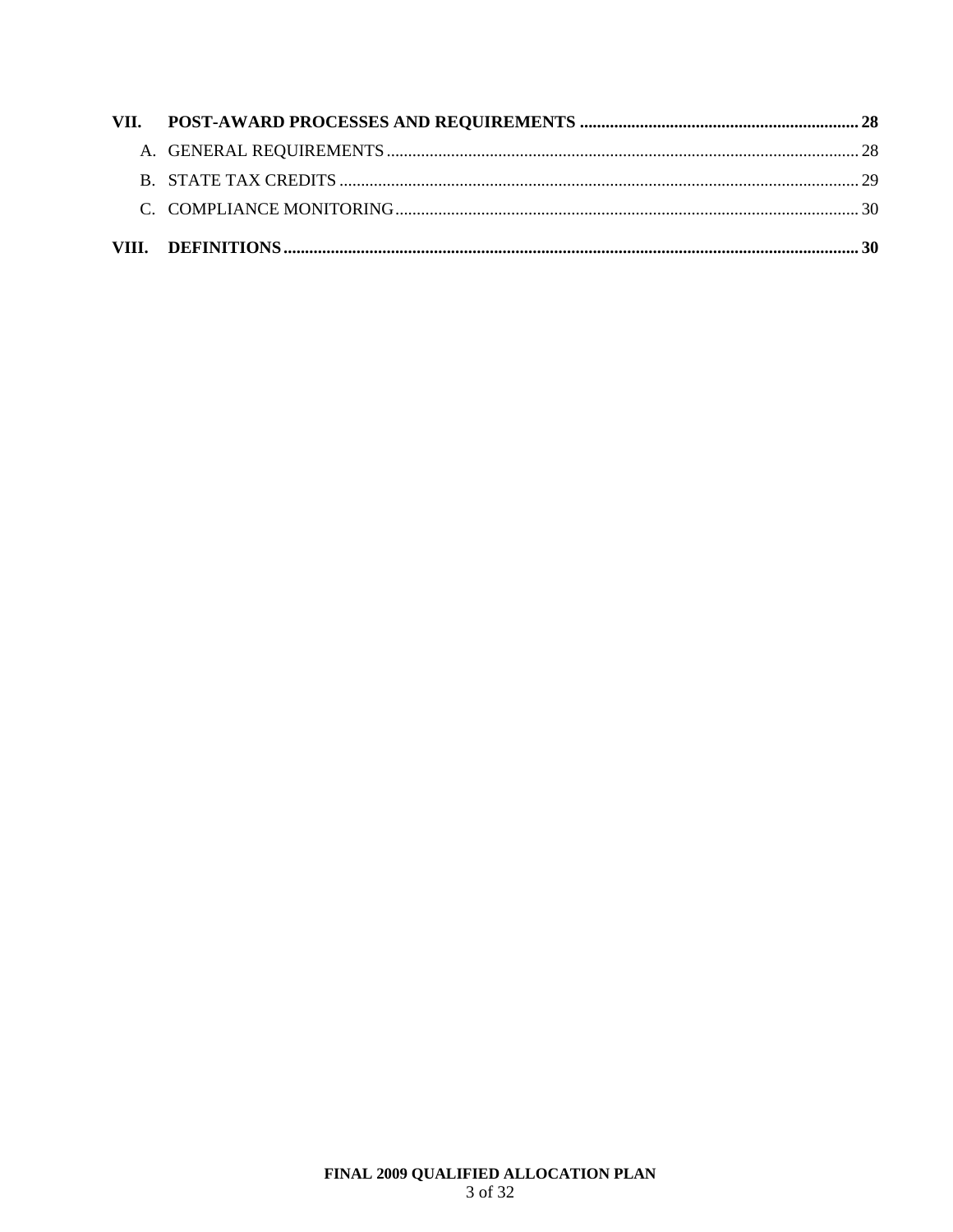**VII. POST-AWARD PROCESSES AND REQUIREMENTS** ........ **28**

A. GENERAL REQUIREMENTS ........ 28

B. STATE TAX CREDITS ........ 29

C. COMPLIANCE MONITORING ........ 30

**VIII. DEFINITIONS** ........ **30**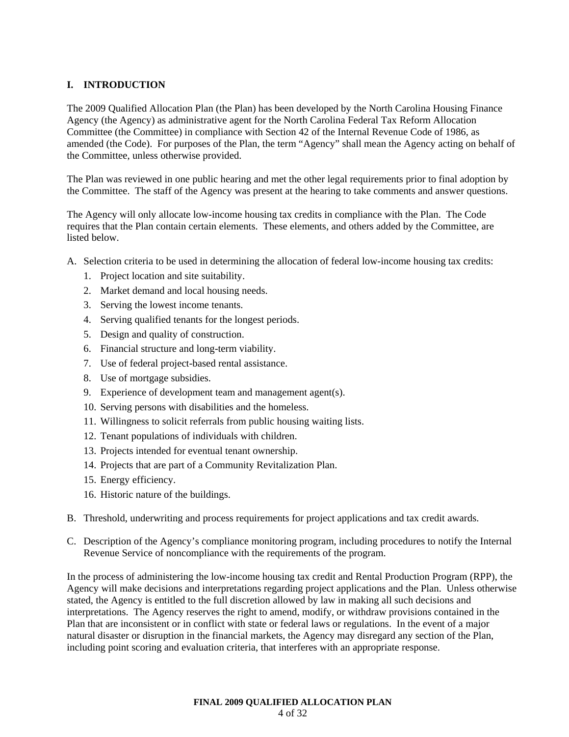## I. INTRODUCTION

The 2009 Qualified Allocation Plan (the Plan) has been developed by the North Carolina Housing Finance Agency (the Agency) as administrative agent for the North Carolina Federal Tax Reform Allocation Committee (the Committee) in compliance with Section 42 of the Internal Revenue Code of 1986, as amended (the Code). For purposes of the Plan, the term "Agency" shall mean the Agency acting on behalf of the Committee, unless otherwise provided.

The Plan was reviewed in one public hearing and met the other legal requirements prior to final adoption by the Committee. The staff of the Agency was present at the hearing to take comments and answer questions.

The Agency will only allocate low-income housing tax credits in compliance with the Plan. The Code requires that the Plan contain certain elements. These elements, and others added by the Committee, are listed below.

A. Selection criteria to be used in determining the allocation of federal low-income housing tax credits:
   1. Project location and site suitability.
   2. Market demand and local housing needs.
   3. Serving the lowest income tenants.
   4. Serving qualified tenants for the longest periods.
   5. Design and quality of construction.
   6. Financial structure and long-term viability.
   7. Use of federal project-based rental assistance.
   8. Use of mortgage subsidies.
   9. Experience of development team and management agent(s).
   10. Serving persons with disabilities and the homeless.
   11. Willingness to solicit referrals from public housing waiting lists.
   12. Tenant populations of individuals with children.
   13. Projects intended for eventual tenant ownership.
   14. Projects that are part of a Community Revitalization Plan.
   15. Energy efficiency.
   16. Historic nature of the buildings.

B. Threshold, underwriting and process requirements for project applications and tax credit awards.

C. Description of the Agency's compliance monitoring program, including procedures to notify the Internal Revenue Service of noncompliance with the requirements of the program.

In the process of administering the low-income housing tax credit and Rental Production Program (RPP), the Agency will make decisions and interpretations regarding project applications and the Plan. Unless otherwise stated, the Agency is entitled to the full discretion allowed by law in making all such decisions and interpretations. The Agency reserves the right to amend, modify, or withdraw provisions contained in the Plan that are inconsistent or in conflict with state or federal laws or regulations. In the event of a major natural disaster or disruption in the financial markets, the Agency may disregard any section of the Plan, including point scoring and evaluation criteria, that interferes with an appropriate response.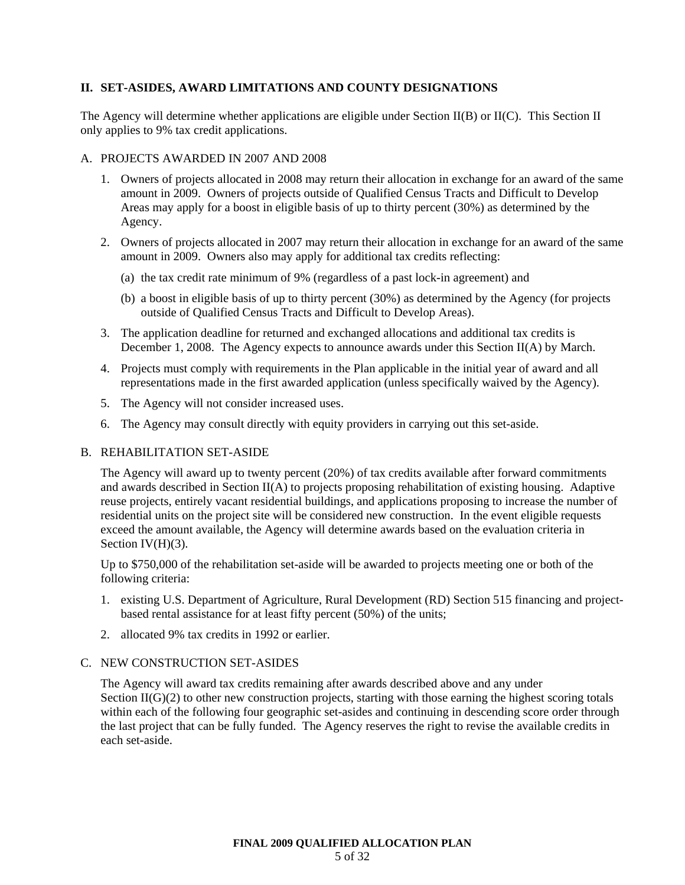## II. SET-ASIDES, AWARD LIMITATIONS AND COUNTY DESIGNATIONS

The Agency will determine whether applications are eligible under Section II(B) or II(C). This Section II only applies to 9% tax credit applications.

### A. PROJECTS AWARDED IN 2007 AND 2008

1. Owners of projects allocated in 2008 may return their allocation in exchange for an award of the same amount in 2009. Owners of projects outside of Qualified Census Tracts and Difficult to Develop Areas may apply for a boost in eligible basis of up to thirty percent (30%) as determined by the Agency.
2. Owners of projects allocated in 2007 may return their allocation in exchange for an award of the same amount in 2009. Owners also may apply for additional tax credits reflecting:
   (a) the tax credit rate minimum of 9% (regardless of a past lock-in agreement) and
   (b) a boost in eligible basis of up to thirty percent (30%) as determined by the Agency (for projects outside of Qualified Census Tracts and Difficult to Develop Areas).
3. The application deadline for returned and exchanged allocations and additional tax credits is December 1, 2008. The Agency expects to announce awards under this Section II(A) by March.
4. Projects must comply with requirements in the Plan applicable in the initial year of award and all representations made in the first awarded application (unless specifically waived by the Agency).
5. The Agency will not consider increased uses.
6. The Agency may consult directly with equity providers in carrying out this set-aside.

### B. REHABILITATION SET-ASIDE

The Agency will award up to twenty percent (20%) of tax credits available after forward commitments and awards described in Section II(A) to projects proposing rehabilitation of existing housing. Adaptive reuse projects, entirely vacant residential buildings, and applications proposing to increase the number of residential units on the project site will be considered new construction. In the event eligible requests exceed the amount available, the Agency will determine awards based on the evaluation criteria in Section IV(H)(3).

Up to $750,000 of the rehabilitation set-aside will be awarded to projects meeting one or both of the following criteria:

1. existing U.S. Department of Agriculture, Rural Development (RD) Section 515 financing and project-based rental assistance for at least fifty percent (50%) of the units;
2. allocated 9% tax credits in 1992 or earlier.

### C. NEW CONSTRUCTION SET-ASIDES

The Agency will award tax credits remaining after awards described above and any under Section II(G)(2) to other new construction projects, starting with those earning the highest scoring totals within each of the following four geographic set-asides and continuing in descending score order through the last project that can be fully funded. The Agency reserves the right to revise the available credits in each set-aside.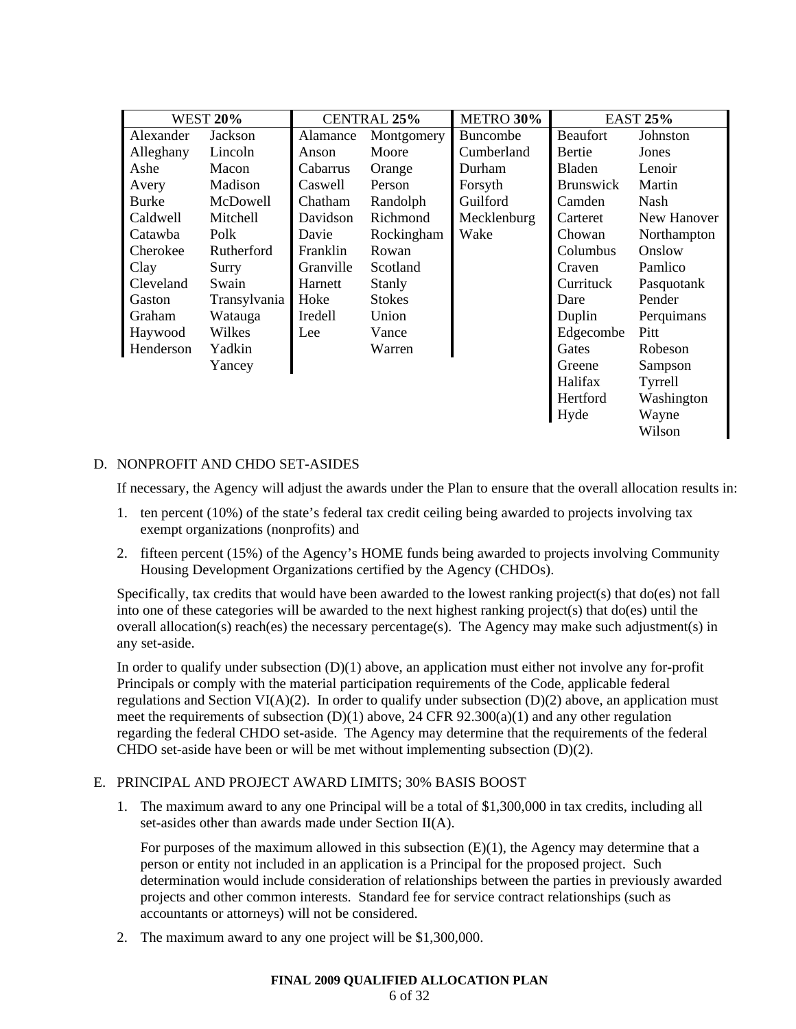| WEST **20%** | | CENTRAL **25%** | | METRO **30%** | EAST **25%** | |
|---|---|---|---|---|---|---|
| Alexander | Jackson | Alamance | Montgomery | Buncombe | Beaufort | Johnston |
| Alleghany | Lincoln | Anson | Moore | Cumberland | Bertie | Jones |
| Ashe | Macon | Cabarrus | Orange | Durham | Bladen | Lenoir |
| Avery | Madison | Caswell | Person | Forsyth | Brunswick | Martin |
| Burke | McDowell | Chatham | Randolph | Guilford | Camden | Nash |
| Caldwell | Mitchell | Davidson | Richmond | Mecklenburg | Carteret | New Hanover |
| Catawba | Polk | Davie | Rockingham | Wake | Chowan | Northampton |
| Cherokee | Rutherford | Franklin | Rowan | | Columbus | Onslow |
| Clay | Surry | Granville | Scotland | | Craven | Pamlico |
| Cleveland | Swain | Harnett | Stanly | | Currituck | Pasquotank |
| Gaston | Transylvania | Hoke | Stokes | | Dare | Pender |
| Graham | Watauga | Iredell | Union | | Duplin | Perquimans |
| Haywood | Wilkes | Lee | Vance | | Edgecombe | Pitt |
| Henderson | Yadkin | | Warren | | Gates | Robeson |
| | Yancey | | | | Greene | Sampson |
| | | | | | Halifax | Tyrrell |
| | | | | | Hertford | Washington |
| | | | | | Hyde | Wayne |
| | | | | | | Wilson |

D. NONPROFIT AND CHDO SET-ASIDES

If necessary, the Agency will adjust the awards under the Plan to ensure that the overall allocation results in:

1. ten percent (10%) of the state's federal tax credit ceiling being awarded to projects involving tax exempt organizations (nonprofits) and
2. fifteen percent (15%) of the Agency's HOME funds being awarded to projects involving Community Housing Development Organizations certified by the Agency (CHDOs).

Specifically, tax credits that would have been awarded to the lowest ranking project(s) that do(es) not fall into one of these categories will be awarded to the next highest ranking project(s) that do(es) until the overall allocation(s) reach(es) the necessary percentage(s). The Agency may make such adjustment(s) in any set-aside.

In order to qualify under subsection (D)(1) above, an application must either not involve any for-profit Principals or comply with the material participation requirements of the Code, applicable federal regulations and Section VI(A)(2). In order to qualify under subsection (D)(2) above, an application must meet the requirements of subsection (D)(1) above, 24 CFR 92.300(a)(1) and any other regulation regarding the federal CHDO set-aside. The Agency may determine that the requirements of the federal CHDO set-aside have been or will be met without implementing subsection (D)(2).

E. PRINCIPAL AND PROJECT AWARD LIMITS; 30% BASIS BOOST

1. The maximum award to any one Principal will be a total of $1,300,000 in tax credits, including all set-asides other than awards made under Section II(A).

   For purposes of the maximum allowed in this subsection (E)(1), the Agency may determine that a person or entity not included in an application is a Principal for the proposed project. Such determination would include consideration of relationships between the parties in previously awarded projects and other common interests. Standard fee for service contract relationships (such as accountants or attorneys) will not be considered.

2. The maximum award to any one project will be $1,300,000.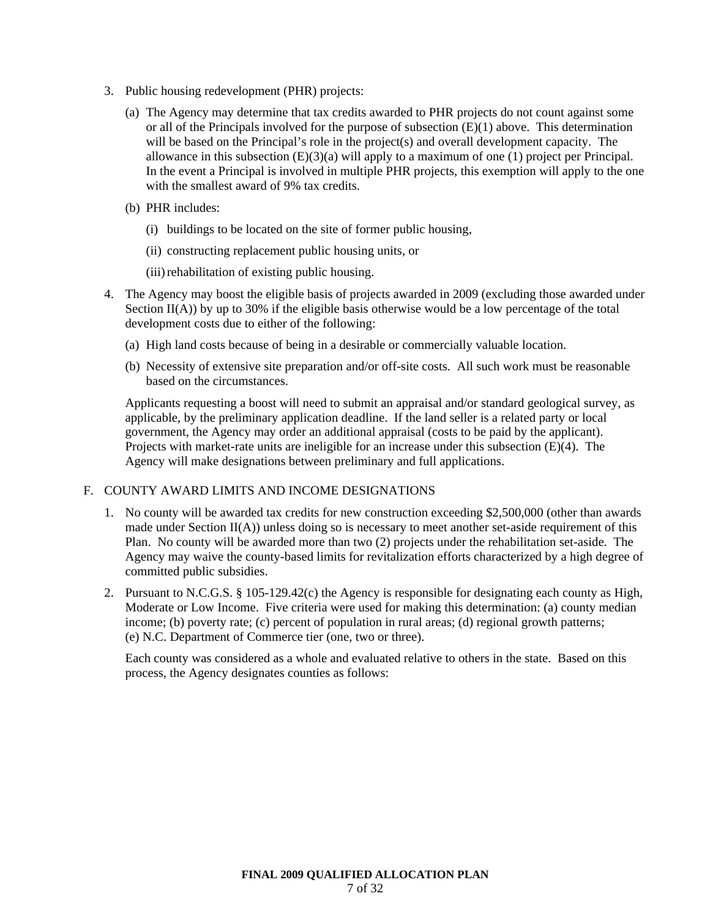3. Public housing redevelopment (PHR) projects:

   (a) The Agency may determine that tax credits awarded to PHR projects do not count against some or all of the Principals involved for the purpose of subsection (E)(1) above. This determination will be based on the Principal's role in the project(s) and overall development capacity. The allowance in this subsection (E)(3)(a) will apply to a maximum of one (1) project per Principal. In the event a Principal is involved in multiple PHR projects, this exemption will apply to the one with the smallest award of 9% tax credits.

   (b) PHR includes:

      (i) buildings to be located on the site of former public housing,

      (ii) constructing replacement public housing units, or

      (iii) rehabilitation of existing public housing.

4. The Agency may boost the eligible basis of projects awarded in 2009 (excluding those awarded under Section II(A)) by up to 30% if the eligible basis otherwise would be a low percentage of the total development costs due to either of the following:

   (a) High land costs because of being in a desirable or commercially valuable location.

   (b) Necessity of extensive site preparation and/or off-site costs. All such work must be reasonable based on the circumstances.

   Applicants requesting a boost will need to submit an appraisal and/or standard geological survey, as applicable, by the preliminary application deadline. If the land seller is a related party or local government, the Agency may order an additional appraisal (costs to be paid by the applicant). Projects with market-rate units are ineligible for an increase under this subsection (E)(4). The Agency will make designations between preliminary and full applications.

F. COUNTY AWARD LIMITS AND INCOME DESIGNATIONS

1. No county will be awarded tax credits for new construction exceeding $2,500,000 (other than awards made under Section II(A)) unless doing so is necessary to meet another set-aside requirement of this Plan. No county will be awarded more than two (2) projects under the rehabilitation set-aside. The Agency may waive the county-based limits for revitalization efforts characterized by a high degree of committed public subsidies.

2. Pursuant to N.C.G.S. § 105-129.42(c) the Agency is responsible for designating each county as High, Moderate or Low Income. Five criteria were used for making this determination: (a) county median income; (b) poverty rate; (c) percent of population in rural areas; (d) regional growth patterns; (e) N.C. Department of Commerce tier (one, two or three).

   Each county was considered as a whole and evaluated relative to others in the state. Based on this process, the Agency designates counties as follows: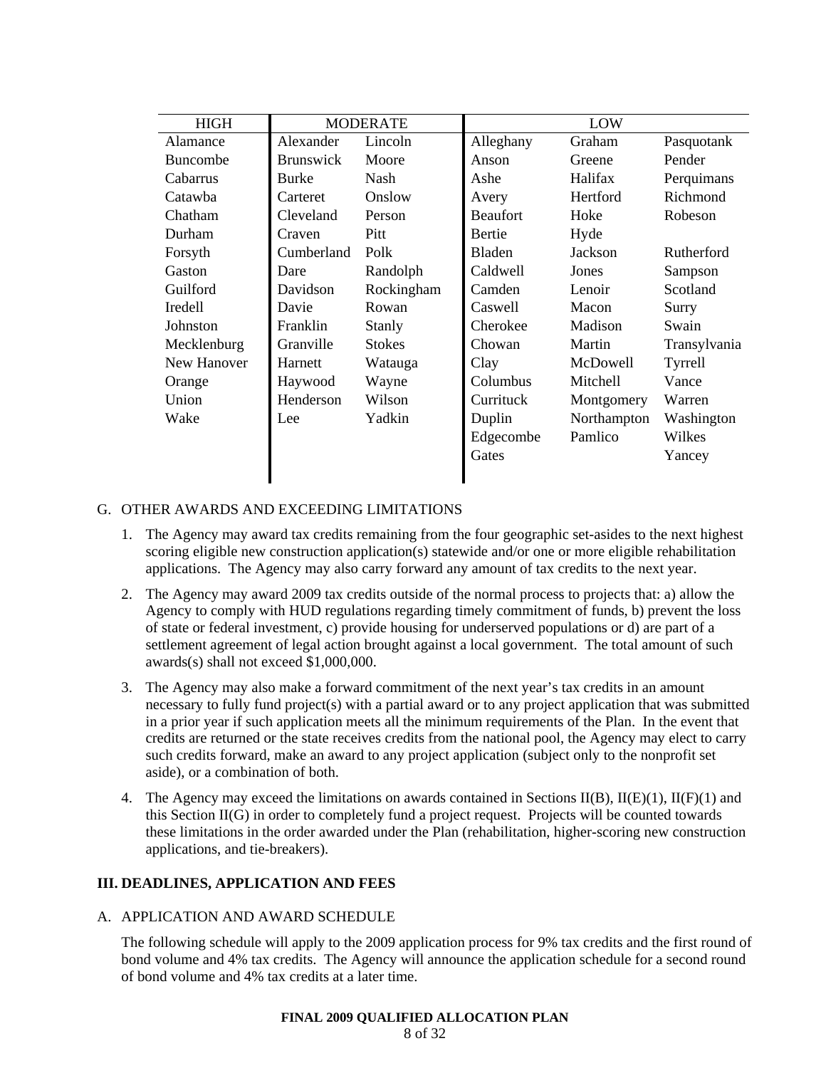| HIGH | MODERATE | | LOW | | |
|---|---|---|---|---|---|
| Alamance | Alexander | Lincoln | Alleghany | Graham | Pasquotank |
| Buncombe | Brunswick | Moore | Anson | Greene | Pender |
| Cabarrus | Burke | Nash | Ashe | Halifax | Perquimans |
| Catawba | Carteret | Onslow | Avery | Hertford | Richmond |
| Chatham | Cleveland | Person | Beaufort | Hoke | Robeson |
| Durham | Craven | Pitt | Bertie | Hyde | |
| Forsyth | Cumberland | Polk | Bladen | Jackson | Rutherford |
| Gaston | Dare | Randolph | Caldwell | Jones | Sampson |
| Guilford | Davidson | Rockingham | Camden | Lenoir | Scotland |
| Iredell | Davie | Rowan | Caswell | Macon | Surry |
| Johnston | Franklin | Stanly | Cherokee | Madison | Swain |
| Mecklenburg | Granville | Stokes | Chowan | Martin | Transylvania |
| New Hanover | Harnett | Watauga | Clay | McDowell | Tyrrell |
| Orange | Haywood | Wayne | Columbus | Mitchell | Vance |
| Union | Henderson | Wilson | Currituck | Montgomery | Warren |
| Wake | Lee | Yadkin | Duplin | Northampton | Washington |
| | | | Edgecombe | Pamlico | Wilkes |
| | | | Gates | | Yancey |

G. OTHER AWARDS AND EXCEEDING LIMITATIONS

1. The Agency may award tax credits remaining from the four geographic set-asides to the next highest scoring eligible new construction application(s) statewide and/or one or more eligible rehabilitation applications. The Agency may also carry forward any amount of tax credits to the next year.

2. The Agency may award 2009 tax credits outside of the normal process to projects that: a) allow the Agency to comply with HUD regulations regarding timely commitment of funds, b) prevent the loss of state or federal investment, c) provide housing for underserved populations or d) are part of a settlement agreement of legal action brought against a local government. The total amount of such awards(s) shall not exceed $1,000,000.

3. The Agency may also make a forward commitment of the next year's tax credits in an amount necessary to fully fund project(s) with a partial award or to any project application that was submitted in a prior year if such application meets all the minimum requirements of the Plan. In the event that credits are returned or the state receives credits from the national pool, the Agency may elect to carry such credits forward, make an award to any project application (subject only to the nonprofit set aside), or a combination of both.

4. The Agency may exceed the limitations on awards contained in Sections II(B), II(E)(1), II(F)(1) and this Section II(G) in order to completely fund a project request. Projects will be counted towards these limitations in the order awarded under the Plan (rehabilitation, higher-scoring new construction applications, and tie-breakers).

## III. DEADLINES, APPLICATION AND FEES

A. APPLICATION AND AWARD SCHEDULE

The following schedule will apply to the 2009 application process for 9% tax credits and the first round of bond volume and 4% tax credits. The Agency will announce the application schedule for a second round of bond volume and 4% tax credits at a later time.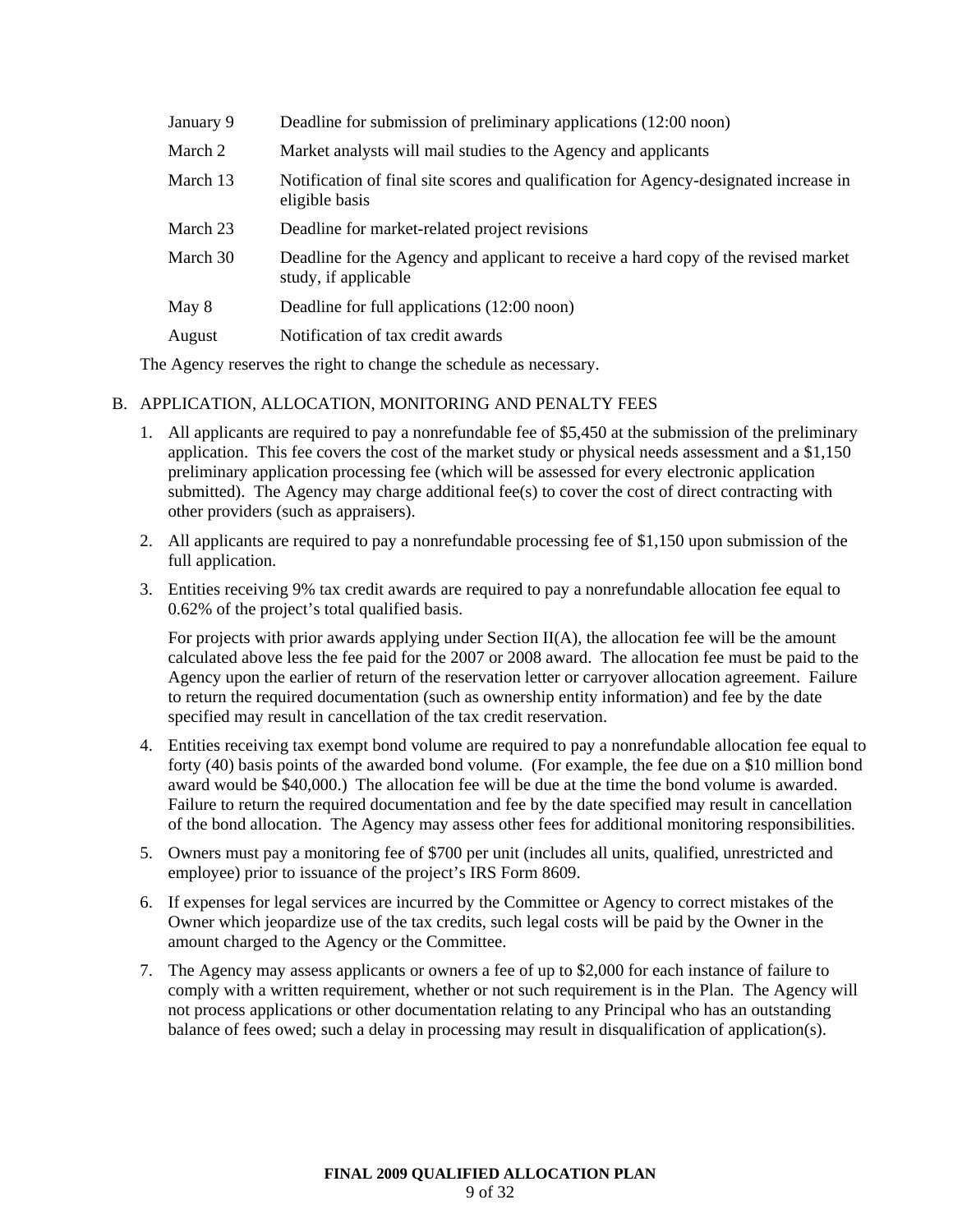| | |
|---|---|
| January 9 | Deadline for submission of preliminary applications (12:00 noon) |
| March 2 | Market analysts will mail studies to the Agency and applicants |
| March 13 | Notification of final site scores and qualification for Agency-designated increase in eligible basis |
| March 23 | Deadline for market-related project revisions |
| March 30 | Deadline for the Agency and applicant to receive a hard copy of the revised market study, if applicable |
| May 8 | Deadline for full applications (12:00 noon) |
| August | Notification of tax credit awards |

The Agency reserves the right to change the schedule as necessary.

B. APPLICATION, ALLOCATION, MONITORING AND PENALTY FEES

1. All applicants are required to pay a nonrefundable fee of $5,450 at the submission of the preliminary application. This fee covers the cost of the market study or physical needs assessment and a $1,150 preliminary application processing fee (which will be assessed for every electronic application submitted). The Agency may charge additional fee(s) to cover the cost of direct contracting with other providers (such as appraisers).

2. All applicants are required to pay a nonrefundable processing fee of $1,150 upon submission of the full application.

3. Entities receiving 9% tax credit awards are required to pay a nonrefundable allocation fee equal to 0.62% of the project's total qualified basis.

   For projects with prior awards applying under Section II(A), the allocation fee will be the amount calculated above less the fee paid for the 2007 or 2008 award. The allocation fee must be paid to the Agency upon the earlier of return of the reservation letter or carryover allocation agreement. Failure to return the required documentation (such as ownership entity information) and fee by the date specified may result in cancellation of the tax credit reservation.

4. Entities receiving tax exempt bond volume are required to pay a nonrefundable allocation fee equal to forty (40) basis points of the awarded bond volume. (For example, the fee due on a $10 million bond award would be $40,000.) The allocation fee will be due at the time the bond volume is awarded. Failure to return the required documentation and fee by the date specified may result in cancellation of the bond allocation. The Agency may assess other fees for additional monitoring responsibilities.

5. Owners must pay a monitoring fee of $700 per unit (includes all units, qualified, unrestricted and employee) prior to issuance of the project's IRS Form 8609.

6. If expenses for legal services are incurred by the Committee or Agency to correct mistakes of the Owner which jeopardize use of the tax credits, such legal costs will be paid by the Owner in the amount charged to the Agency or the Committee.

7. The Agency may assess applicants or owners a fee of up to $2,000 for each instance of failure to comply with a written requirement, whether or not such requirement is in the Plan. The Agency will not process applications or other documentation relating to any Principal who has an outstanding balance of fees owed; such a delay in processing may result in disqualification of application(s).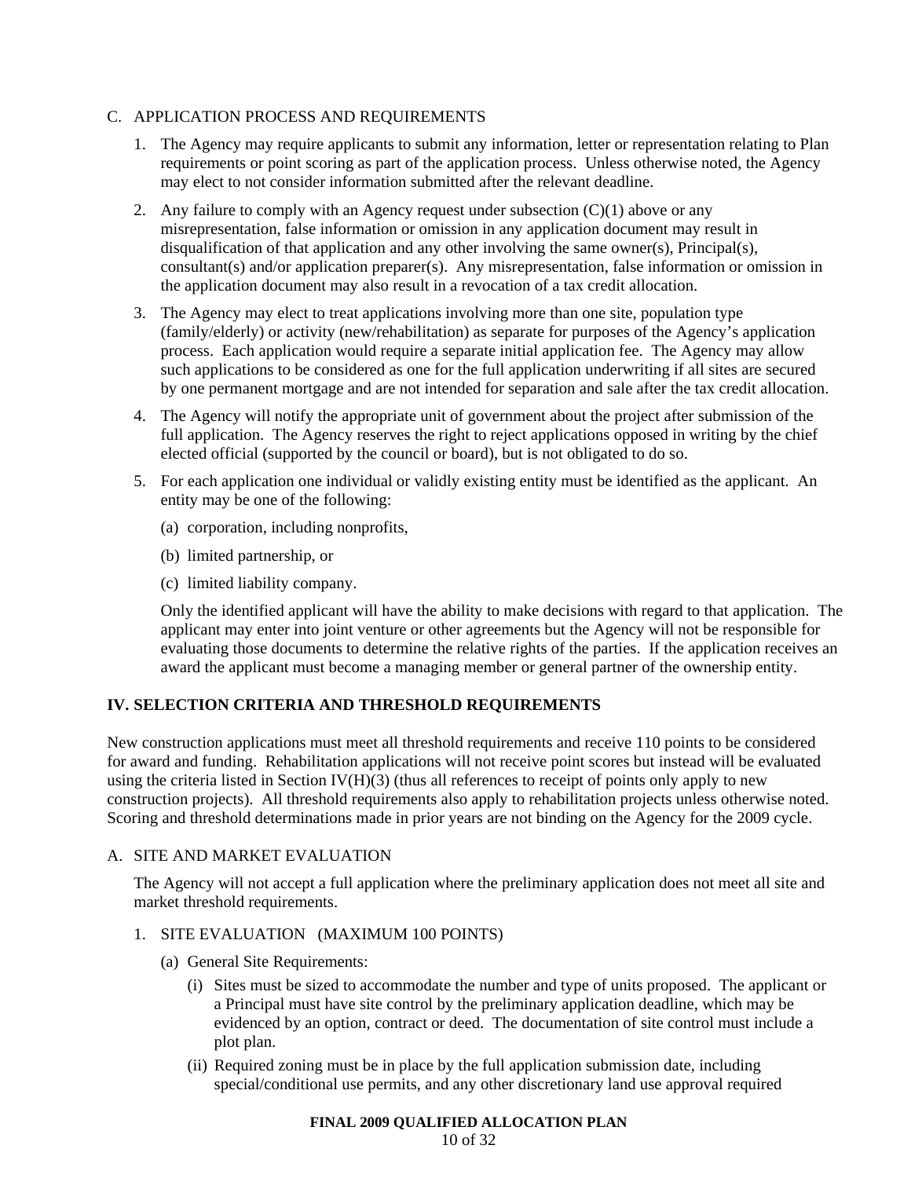C. APPLICATION PROCESS AND REQUIREMENTS

1. The Agency may require applicants to submit any information, letter or representation relating to Plan requirements or point scoring as part of the application process. Unless otherwise noted, the Agency may elect to not consider information submitted after the relevant deadline.

2. Any failure to comply with an Agency request under subsection (C)(1) above or any misrepresentation, false information or omission in any application document may result in disqualification of that application and any other involving the same owner(s), Principal(s), consultant(s) and/or application preparer(s). Any misrepresentation, false information or omission in the application document may also result in a revocation of a tax credit allocation.

3. The Agency may elect to treat applications involving more than one site, population type (family/elderly) or activity (new/rehabilitation) as separate for purposes of the Agency's application process. Each application would require a separate initial application fee. The Agency may allow such applications to be considered as one for the full application underwriting if all sites are secured by one permanent mortgage and are not intended for separation and sale after the tax credit allocation.

4. The Agency will notify the appropriate unit of government about the project after submission of the full application. The Agency reserves the right to reject applications opposed in writing by the chief elected official (supported by the council or board), but is not obligated to do so.

5. For each application one individual or validly existing entity must be identified as the applicant. An entity may be one of the following:

   (a) corporation, including nonprofits,

   (b) limited partnership, or

   (c) limited liability company.

   Only the identified applicant will have the ability to make decisions with regard to that application. The applicant may enter into joint venture or other agreements but the Agency will not be responsible for evaluating those documents to determine the relative rights of the parties. If the application receives an award the applicant must become a managing member or general partner of the ownership entity.

## IV. SELECTION CRITERIA AND THRESHOLD REQUIREMENTS

New construction applications must meet all threshold requirements and receive 110 points to be considered for award and funding. Rehabilitation applications will not receive point scores but instead will be evaluated using the criteria listed in Section IV(H)(3) (thus all references to receipt of points only apply to new construction projects). All threshold requirements also apply to rehabilitation projects unless otherwise noted. Scoring and threshold determinations made in prior years are not binding on the Agency for the 2009 cycle.

A. SITE AND MARKET EVALUATION

The Agency will not accept a full application where the preliminary application does not meet all site and market threshold requirements.

1. SITE EVALUATION (MAXIMUM 100 POINTS)

   (a) General Site Requirements:

      (i) Sites must be sized to accommodate the number and type of units proposed. The applicant or a Principal must have site control by the preliminary application deadline, which may be evidenced by an option, contract or deed. The documentation of site control must include a plot plan.

      (ii) Required zoning must be in place by the full application submission date, including special/conditional use permits, and any other discretionary land use approval required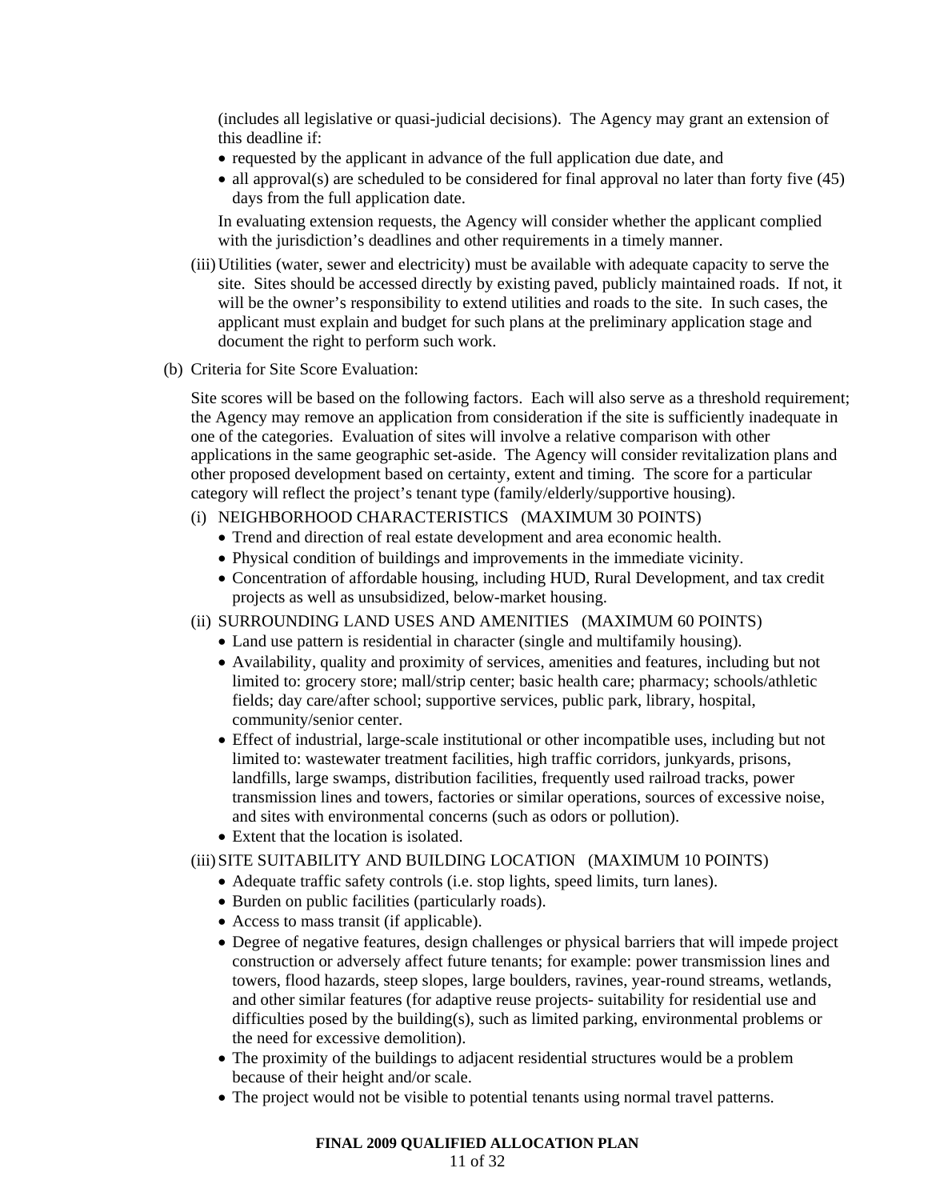(includes all legislative or quasi-judicial decisions). The Agency may grant an extension of this deadline if:

- requested by the applicant in advance of the full application due date, and
- all approval(s) are scheduled to be considered for final approval no later than forty five (45) days from the full application date.

In evaluating extension requests, the Agency will consider whether the applicant complied with the jurisdiction's deadlines and other requirements in a timely manner.

(iii) Utilities (water, sewer and electricity) must be available with adequate capacity to serve the site. Sites should be accessed directly by existing paved, publicly maintained roads. If not, it will be the owner's responsibility to extend utilities and roads to the site. In such cases, the applicant must explain and budget for such plans at the preliminary application stage and document the right to perform such work.

(b) Criteria for Site Score Evaluation:

Site scores will be based on the following factors. Each will also serve as a threshold requirement; the Agency may remove an application from consideration if the site is sufficiently inadequate in one of the categories. Evaluation of sites will involve a relative comparison with other applications in the same geographic set-aside. The Agency will consider revitalization plans and other proposed development based on certainty, extent and timing. The score for a particular category will reflect the project's tenant type (family/elderly/supportive housing).

(i) NEIGHBORHOOD CHARACTERISTICS (MAXIMUM 30 POINTS)

- Trend and direction of real estate development and area economic health.
- Physical condition of buildings and improvements in the immediate vicinity.
- Concentration of affordable housing, including HUD, Rural Development, and tax credit projects as well as unsubsidized, below-market housing.

(ii) SURROUNDING LAND USES AND AMENITIES (MAXIMUM 60 POINTS)

- Land use pattern is residential in character (single and multifamily housing).
- Availability, quality and proximity of services, amenities and features, including but not limited to: grocery store; mall/strip center; basic health care; pharmacy; schools/athletic fields; day care/after school; supportive services, public park, library, hospital, community/senior center.
- Effect of industrial, large-scale institutional or other incompatible uses, including but not limited to: wastewater treatment facilities, high traffic corridors, junkyards, prisons, landfills, large swamps, distribution facilities, frequently used railroad tracks, power transmission lines and towers, factories or similar operations, sources of excessive noise, and sites with environmental concerns (such as odors or pollution).
- Extent that the location is isolated.

(iii) SITE SUITABILITY AND BUILDING LOCATION (MAXIMUM 10 POINTS)

- Adequate traffic safety controls (i.e. stop lights, speed limits, turn lanes).
- Burden on public facilities (particularly roads).
- Access to mass transit (if applicable).
- Degree of negative features, design challenges or physical barriers that will impede project construction or adversely affect future tenants; for example: power transmission lines and towers, flood hazards, steep slopes, large boulders, ravines, year-round streams, wetlands, and other similar features (for adaptive reuse projects- suitability for residential use and difficulties posed by the building(s), such as limited parking, environmental problems or the need for excessive demolition).
- The proximity of the buildings to adjacent residential structures would be a problem because of their height and/or scale.
- The project would not be visible to potential tenants using normal travel patterns.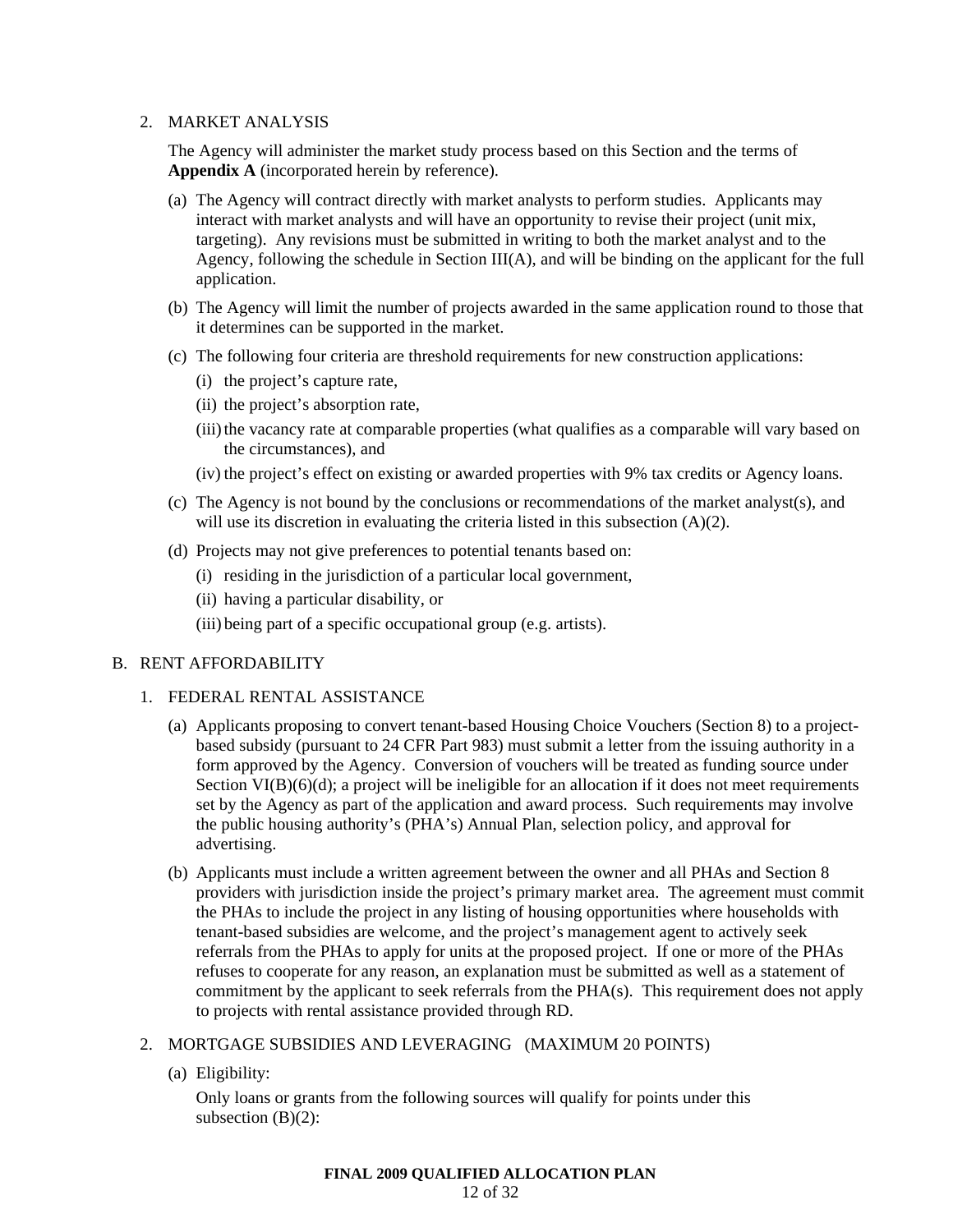2. MARKET ANALYSIS

   The Agency will administer the market study process based on this Section and the terms of **Appendix A** (incorporated herein by reference).

   (a) The Agency will contract directly with market analysts to perform studies. Applicants may interact with market analysts and will have an opportunity to revise their project (unit mix, targeting). Any revisions must be submitted in writing to both the market analyst and to the Agency, following the schedule in Section III(A), and will be binding on the applicant for the full application.

   (b) The Agency will limit the number of projects awarded in the same application round to those that it determines can be supported in the market.

   (c) The following four criteria are threshold requirements for new construction applications:

      (i) the project's capture rate,

      (ii) the project's absorption rate,

      (iii) the vacancy rate at comparable properties (what qualifies as a comparable will vary based on the circumstances), and

      (iv) the project's effect on existing or awarded properties with 9% tax credits or Agency loans.

   (c) The Agency is not bound by the conclusions or recommendations of the market analyst(s), and will use its discretion in evaluating the criteria listed in this subsection (A)(2).

   (d) Projects may not give preferences to potential tenants based on:

      (i) residing in the jurisdiction of a particular local government,

      (ii) having a particular disability, or

      (iii) being part of a specific occupational group (e.g. artists).

B. RENT AFFORDABILITY

1. FEDERAL RENTAL ASSISTANCE

   (a) Applicants proposing to convert tenant-based Housing Choice Vouchers (Section 8) to a project-based subsidy (pursuant to 24 CFR Part 983) must submit a letter from the issuing authority in a form approved by the Agency. Conversion of vouchers will be treated as funding source under Section VI(B)(6)(d); a project will be ineligible for an allocation if it does not meet requirements set by the Agency as part of the application and award process. Such requirements may involve the public housing authority's (PHA's) Annual Plan, selection policy, and approval for advertising.

   (b) Applicants must include a written agreement between the owner and all PHAs and Section 8 providers with jurisdiction inside the project's primary market area. The agreement must commit the PHAs to include the project in any listing of housing opportunities where households with tenant-based subsidies are welcome, and the project's management agent to actively seek referrals from the PHAs to apply for units at the proposed project. If one or more of the PHAs refuses to cooperate for any reason, an explanation must be submitted as well as a statement of commitment by the applicant to seek referrals from the PHA(s). This requirement does not apply to projects with rental assistance provided through RD.

2. MORTGAGE SUBSIDIES AND LEVERAGING (MAXIMUM 20 POINTS)

   (a) Eligibility:

   Only loans or grants from the following sources will qualify for points under this subsection (B)(2):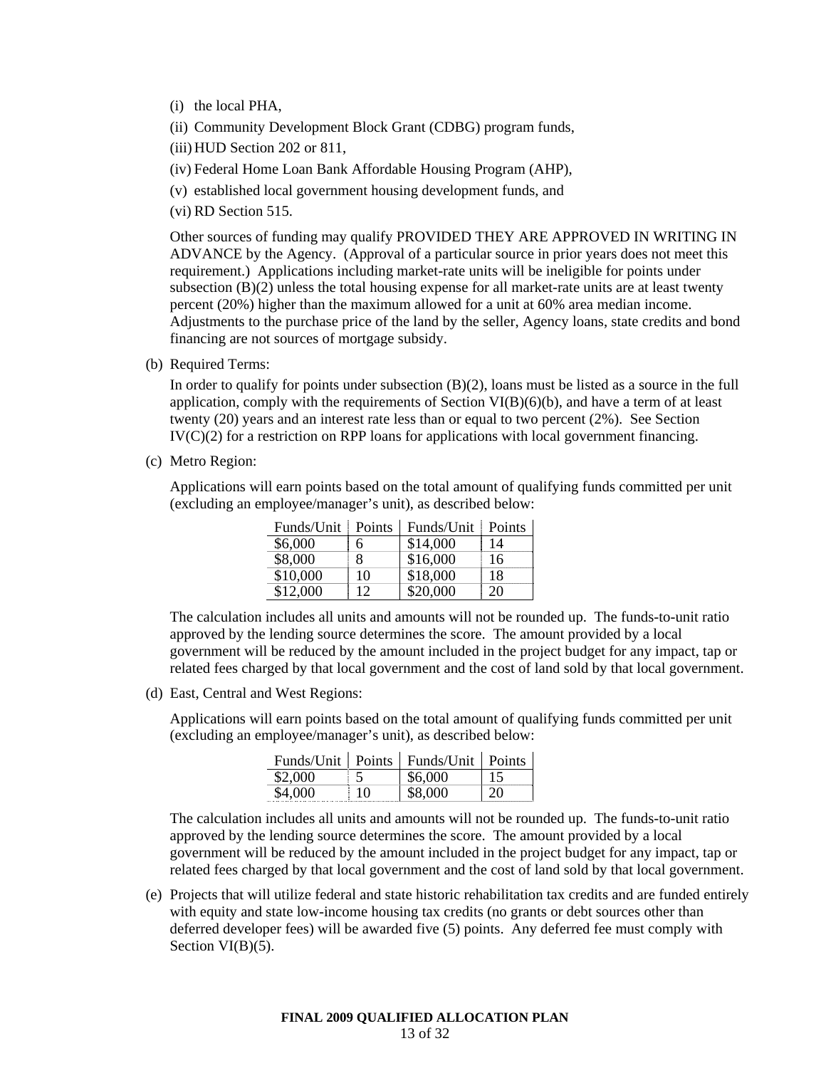(i) the local PHA,

(ii) Community Development Block Grant (CDBG) program funds,

(iii) HUD Section 202 or 811,

(iv) Federal Home Loan Bank Affordable Housing Program (AHP),

(v) established local government housing development funds, and

(vi) RD Section 515.

Other sources of funding may qualify PROVIDED THEY ARE APPROVED IN WRITING IN ADVANCE by the Agency. (Approval of a particular source in prior years does not meet this requirement.) Applications including market-rate units will be ineligible for points under subsection (B)(2) unless the total housing expense for all market-rate units are at least twenty percent (20%) higher than the maximum allowed for a unit at 60% area median income. Adjustments to the purchase price of the land by the seller, Agency loans, state credits and bond financing are not sources of mortgage subsidy.

(b) Required Terms:

In order to qualify for points under subsection (B)(2), loans must be listed as a source in the full application, comply with the requirements of Section VI(B)(6)(b), and have a term of at least twenty (20) years and an interest rate less than or equal to two percent (2%). See Section IV(C)(2) for a restriction on RPP loans for applications with local government financing.

(c) Metro Region:

Applications will earn points based on the total amount of qualifying funds committed per unit (excluding an employee/manager's unit), as described below:

| Funds/Unit | Points | Funds/Unit | Points |
|---|---|---|---|
| $6,000 | 6 | $14,000 | 14 |
| $8,000 | 8 | $16,000 | 16 |
| $10,000 | 10 | $18,000 | 18 |
| $12,000 | 12 | $20,000 | 20 |

The calculation includes all units and amounts will not be rounded up. The funds-to-unit ratio approved by the lending source determines the score. The amount provided by a local government will be reduced by the amount included in the project budget for any impact, tap or related fees charged by that local government and the cost of land sold by that local government.

(d) East, Central and West Regions:

Applications will earn points based on the total amount of qualifying funds committed per unit (excluding an employee/manager's unit), as described below:

| Funds/Unit | Points | Funds/Unit | Points |
|---|---|---|---|
| $2,000 | 5 | $6,000 | 15 |
| $4,000 | 10 | $8,000 | 20 |

The calculation includes all units and amounts will not be rounded up. The funds-to-unit ratio approved by the lending source determines the score. The amount provided by a local government will be reduced by the amount included in the project budget for any impact, tap or related fees charged by that local government and the cost of land sold by that local government.

(e) Projects that will utilize federal and state historic rehabilitation tax credits and are funded entirely with equity and state low-income housing tax credits (no grants or debt sources other than deferred developer fees) will be awarded five (5) points. Any deferred fee must comply with Section VI(B)(5).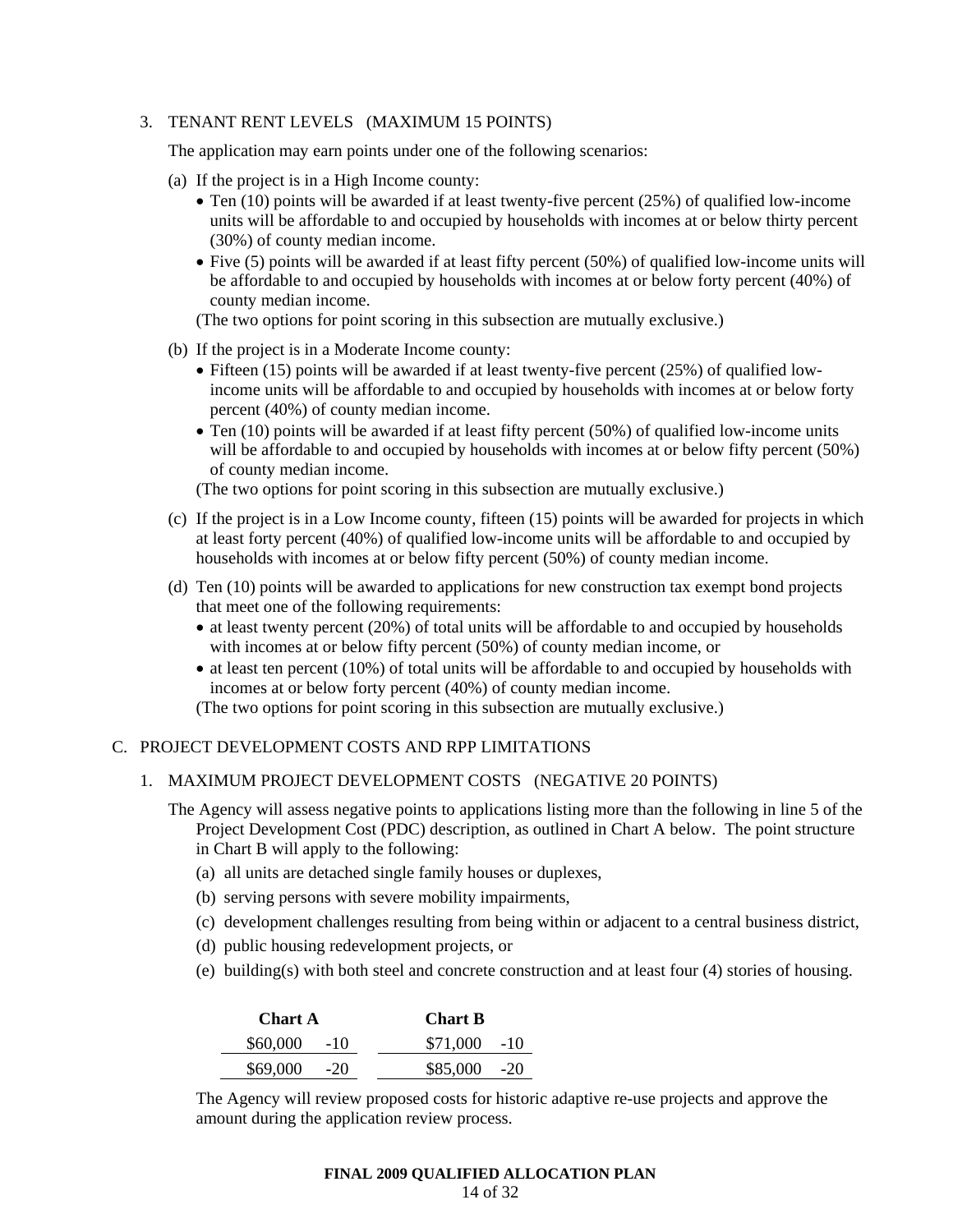3. TENANT RENT LEVELS (MAXIMUM 15 POINTS)

   The application may earn points under one of the following scenarios:

   (a) If the project is in a High Income county:
      - Ten (10) points will be awarded if at least twenty-five percent (25%) of qualified low-income units will be affordable to and occupied by households with incomes at or below thirty percent (30%) of county median income.
      - Five (5) points will be awarded if at least fifty percent (50%) of qualified low-income units will be affordable to and occupied by households with incomes at or below forty percent (40%) of county median income.

      (The two options for point scoring in this subsection are mutually exclusive.)

   (b) If the project is in a Moderate Income county:
      - Fifteen (15) points will be awarded if at least twenty-five percent (25%) of qualified low-income units will be affordable to and occupied by households with incomes at or below forty percent (40%) of county median income.
      - Ten (10) points will be awarded if at least fifty percent (50%) of qualified low-income units will be affordable to and occupied by households with incomes at or below fifty percent (50%) of county median income.

      (The two options for point scoring in this subsection are mutually exclusive.)

   (c) If the project is in a Low Income county, fifteen (15) points will be awarded for projects in which at least forty percent (40%) of qualified low-income units will be affordable to and occupied by households with incomes at or below fifty percent (50%) of county median income.

   (d) Ten (10) points will be awarded to applications for new construction tax exempt bond projects that meet one of the following requirements:
      - at least twenty percent (20%) of total units will be affordable to and occupied by households with incomes at or below fifty percent (50%) of county median income, or
      - at least ten percent (10%) of total units will be affordable to and occupied by households with incomes at or below forty percent (40%) of county median income.

      (The two options for point scoring in this subsection are mutually exclusive.)

C. PROJECT DEVELOPMENT COSTS AND RPP LIMITATIONS

1. MAXIMUM PROJECT DEVELOPMENT COSTS (NEGATIVE 20 POINTS)

   The Agency will assess negative points to applications listing more than the following in line 5 of the Project Development Cost (PDC) description, as outlined in Chart A below. The point structure in Chart B will apply to the following:

   (a) all units are detached single family houses or duplexes,

   (b) serving persons with severe mobility impairments,

   (c) development challenges resulting from being within or adjacent to a central business district,

   (d) public housing redevelopment projects, or

   (e) building(s) with both steel and concrete construction and at least four (4) stories of housing.

| Chart A | | Chart B | |
|---|---|---|---|
| $60,000 | -10 | $71,000 | -10 |
| $69,000 | -20 | $85,000 | -20 |

   The Agency will review proposed costs for historic adaptive re-use projects and approve the amount during the application review process.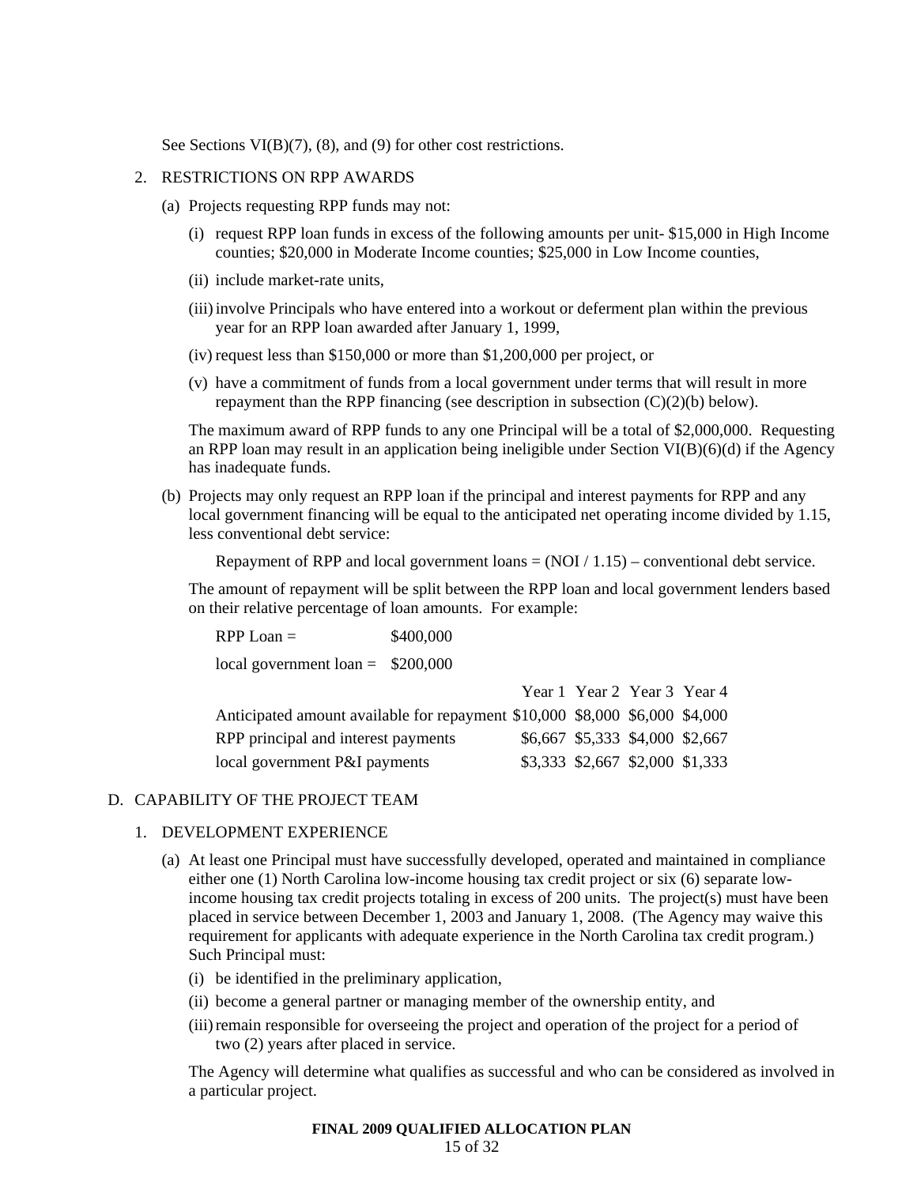See Sections VI(B)(7), (8), and (9) for other cost restrictions.

2. RESTRICTIONS ON RPP AWARDS

   (a) Projects requesting RPP funds may not:

      (i) request RPP loan funds in excess of the following amounts per unit- $15,000 in High Income counties; $20,000 in Moderate Income counties; $25,000 in Low Income counties,

      (ii) include market-rate units,

      (iii) involve Principals who have entered into a workout or deferment plan within the previous year for an RPP loan awarded after January 1, 1999,

      (iv) request less than $150,000 or more than $1,200,000 per project, or

      (v) have a commitment of funds from a local government under terms that will result in more repayment than the RPP financing (see description in subsection (C)(2)(b) below).

   The maximum award of RPP funds to any one Principal will be a total of $2,000,000. Requesting an RPP loan may result in an application being ineligible under Section VI(B)(6)(d) if the Agency has inadequate funds.

   (b) Projects may only request an RPP loan if the principal and interest payments for RPP and any local government financing will be equal to the anticipated net operating income divided by 1.15, less conventional debt service:

   Repayment of RPP and local government loans = (NOI / 1.15) – conventional debt service.

   The amount of repayment will be split between the RPP loan and local government lenders based on their relative percentage of loan amounts. For example:

   RPP Loan = $400,000

   local government loan = $200,000

| | Year 1 | Year 2 | Year 3 | Year 4 |
|---|---|---|---|---|
| Anticipated amount available for repayment | $10,000 | $8,000 | $6,000 | $4,000 |
| RPP principal and interest payments | $6,667 | $5,333 | $4,000 | $2,667 |
| local government P&I payments | $3,333 | $2,667 | $2,000 | $1,333 |

## D. CAPABILITY OF THE PROJECT TEAM

1. DEVELOPMENT EXPERIENCE

   (a) At least one Principal must have successfully developed, operated and maintained in compliance either one (1) North Carolina low-income housing tax credit project or six (6) separate low-income housing tax credit projects totaling in excess of 200 units. The project(s) must have been placed in service between December 1, 2003 and January 1, 2008. (The Agency may waive this requirement for applicants with adequate experience in the North Carolina tax credit program.) Such Principal must:

      (i) be identified in the preliminary application,

      (ii) become a general partner or managing member of the ownership entity, and

      (iii) remain responsible for overseeing the project and operation of the project for a period of two (2) years after placed in service.

   The Agency will determine what qualifies as successful and who can be considered as involved in a particular project.

**FINAL 2009 QUALIFIED ALLOCATION PLAN**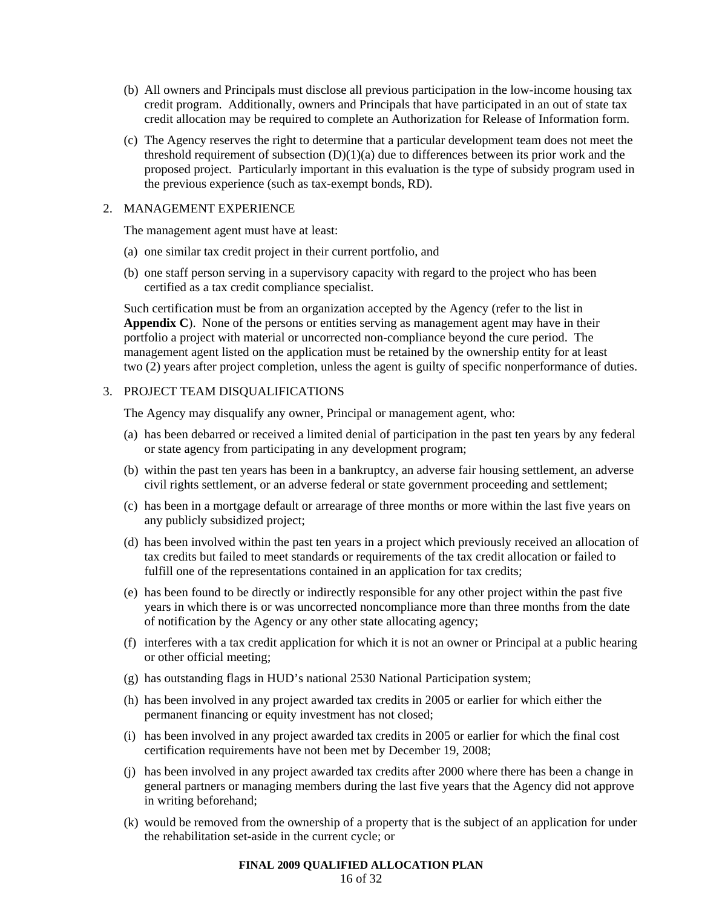(b) All owners and Principals must disclose all previous participation in the low-income housing tax credit program. Additionally, owners and Principals that have participated in an out of state tax credit allocation may be required to complete an Authorization for Release of Information form.

(c) The Agency reserves the right to determine that a particular development team does not meet the threshold requirement of subsection (D)(1)(a) due to differences between its prior work and the proposed project. Particularly important in this evaluation is the type of subsidy program used in the previous experience (such as tax-exempt bonds, RD).

2. MANAGEMENT EXPERIENCE

The management agent must have at least:

(a) one similar tax credit project in their current portfolio, and

(b) one staff person serving in a supervisory capacity with regard to the project who has been certified as a tax credit compliance specialist.

Such certification must be from an organization accepted by the Agency (refer to the list in **Appendix C**). None of the persons or entities serving as management agent may have in their portfolio a project with material or uncorrected non-compliance beyond the cure period. The management agent listed on the application must be retained by the ownership entity for at least two (2) years after project completion, unless the agent is guilty of specific nonperformance of duties.

3. PROJECT TEAM DISQUALIFICATIONS

The Agency may disqualify any owner, Principal or management agent, who:

(a) has been debarred or received a limited denial of participation in the past ten years by any federal or state agency from participating in any development program;

(b) within the past ten years has been in a bankruptcy, an adverse fair housing settlement, an adverse civil rights settlement, or an adverse federal or state government proceeding and settlement;

(c) has been in a mortgage default or arrearage of three months or more within the last five years on any publicly subsidized project;

(d) has been involved within the past ten years in a project which previously received an allocation of tax credits but failed to meet standards or requirements of the tax credit allocation or failed to fulfill one of the representations contained in an application for tax credits;

(e) has been found to be directly or indirectly responsible for any other project within the past five years in which there is or was uncorrected noncompliance more than three months from the date of notification by the Agency or any other state allocating agency;

(f) interferes with a tax credit application for which it is not an owner or Principal at a public hearing or other official meeting;

(g) has outstanding flags in HUD's national 2530 National Participation system;

(h) has been involved in any project awarded tax credits in 2005 or earlier for which either the permanent financing or equity investment has not closed;

(i) has been involved in any project awarded tax credits in 2005 or earlier for which the final cost certification requirements have not been met by December 19, 2008;

(j) has been involved in any project awarded tax credits after 2000 where there has been a change in general partners or managing members during the last five years that the Agency did not approve in writing beforehand;

(k) would be removed from the ownership of a property that is the subject of an application for under the rehabilitation set-aside in the current cycle; or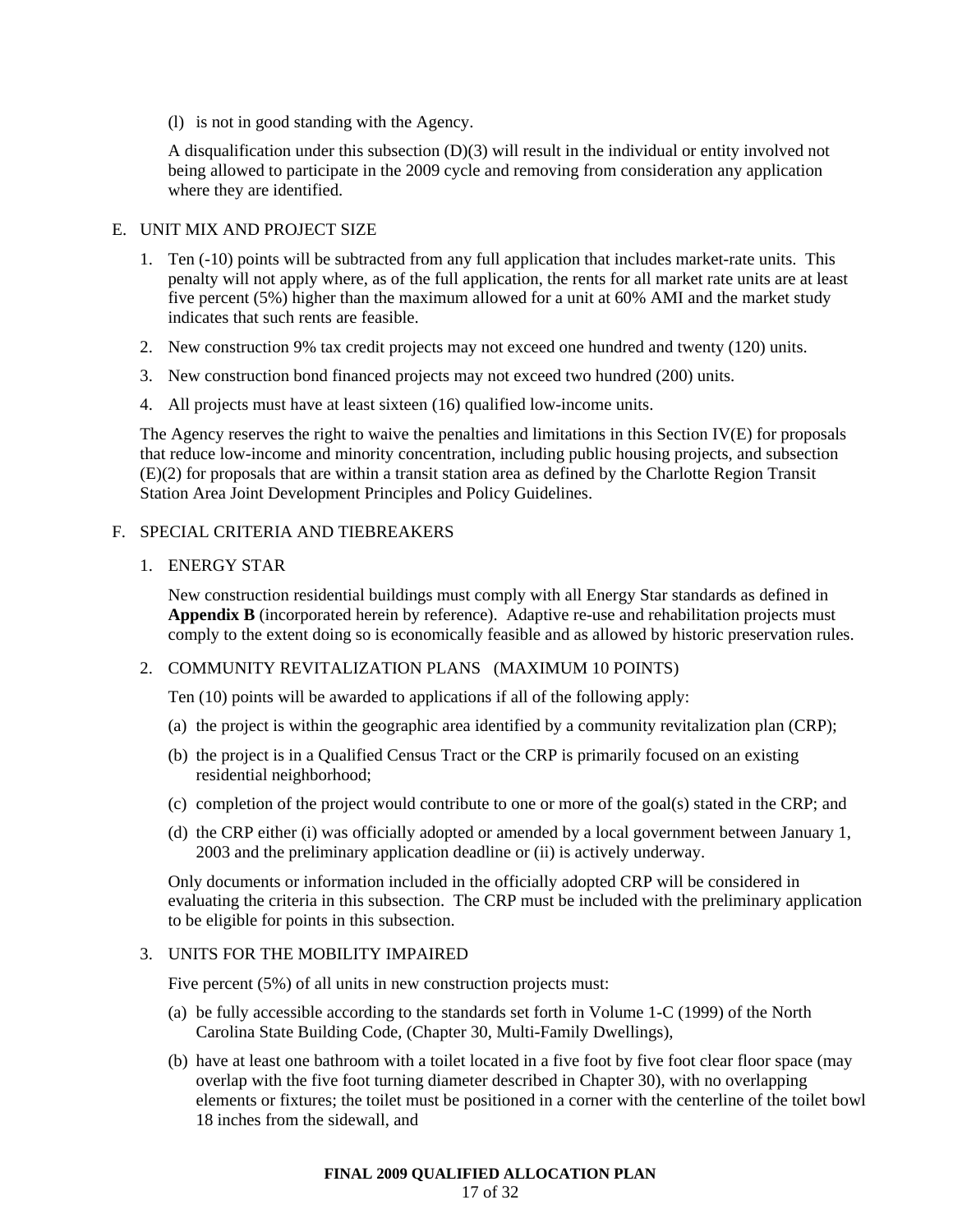(l) is not in good standing with the Agency.

A disqualification under this subsection (D)(3) will result in the individual or entity involved not being allowed to participate in the 2009 cycle and removing from consideration any application where they are identified.

## E. UNIT MIX AND PROJECT SIZE

1. Ten (-10) points will be subtracted from any full application that includes market-rate units. This penalty will not apply where, as of the full application, the rents for all market rate units are at least five percent (5%) higher than the maximum allowed for a unit at 60% AMI and the market study indicates that such rents are feasible.
2. New construction 9% tax credit projects may not exceed one hundred and twenty (120) units.
3. New construction bond financed projects may not exceed two hundred (200) units.
4. All projects must have at least sixteen (16) qualified low-income units.

The Agency reserves the right to waive the penalties and limitations in this Section IV(E) for proposals that reduce low-income and minority concentration, including public housing projects, and subsection (E)(2) for proposals that are within a transit station area as defined by the Charlotte Region Transit Station Area Joint Development Principles and Policy Guidelines.

## F. SPECIAL CRITERIA AND TIEBREAKERS

### 1. ENERGY STAR

New construction residential buildings must comply with all Energy Star standards as defined in **Appendix B** (incorporated herein by reference). Adaptive re-use and rehabilitation projects must comply to the extent doing so is economically feasible and as allowed by historic preservation rules.

### 2. COMMUNITY REVITALIZATION PLANS (MAXIMUM 10 POINTS)

Ten (10) points will be awarded to applications if all of the following apply:

(a) the project is within the geographic area identified by a community revitalization plan (CRP);

(b) the project is in a Qualified Census Tract or the CRP is primarily focused on an existing residential neighborhood;

(c) completion of the project would contribute to one or more of the goal(s) stated in the CRP; and

(d) the CRP either (i) was officially adopted or amended by a local government between January 1, 2003 and the preliminary application deadline or (ii) is actively underway.

Only documents or information included in the officially adopted CRP will be considered in evaluating the criteria in this subsection. The CRP must be included with the preliminary application to be eligible for points in this subsection.

### 3. UNITS FOR THE MOBILITY IMPAIRED

Five percent (5%) of all units in new construction projects must:

(a) be fully accessible according to the standards set forth in Volume 1-C (1999) of the North Carolina State Building Code, (Chapter 30, Multi-Family Dwellings),

(b) have at least one bathroom with a toilet located in a five foot by five foot clear floor space (may overlap with the five foot turning diameter described in Chapter 30), with no overlapping elements or fixtures; the toilet must be positioned in a corner with the centerline of the toilet bowl 18 inches from the sidewall, and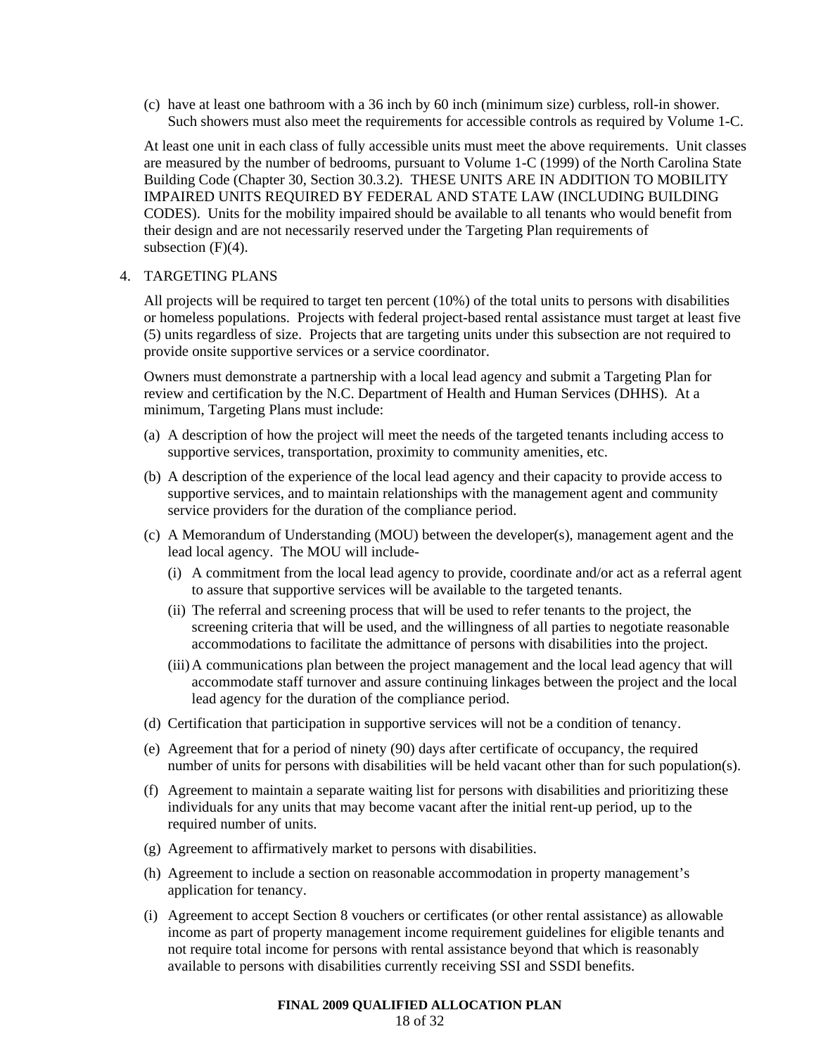(c) have at least one bathroom with a 36 inch by 60 inch (minimum size) curbless, roll-in shower. Such showers must also meet the requirements for accessible controls as required by Volume 1-C.

At least one unit in each class of fully accessible units must meet the above requirements. Unit classes are measured by the number of bedrooms, pursuant to Volume 1-C (1999) of the North Carolina State Building Code (Chapter 30, Section 30.3.2). THESE UNITS ARE IN ADDITION TO MOBILITY IMPAIRED UNITS REQUIRED BY FEDERAL AND STATE LAW (INCLUDING BUILDING CODES). Units for the mobility impaired should be available to all tenants who would benefit from their design and are not necessarily reserved under the Targeting Plan requirements of subsection (F)(4).

4. TARGETING PLANS

All projects will be required to target ten percent (10%) of the total units to persons with disabilities or homeless populations. Projects with federal project-based rental assistance must target at least five (5) units regardless of size. Projects that are targeting units under this subsection are not required to provide onsite supportive services or a service coordinator.

Owners must demonstrate a partnership with a local lead agency and submit a Targeting Plan for review and certification by the N.C. Department of Health and Human Services (DHHS). At a minimum, Targeting Plans must include:

(a) A description of how the project will meet the needs of the targeted tenants including access to supportive services, transportation, proximity to community amenities, etc.

(b) A description of the experience of the local lead agency and their capacity to provide access to supportive services, and to maintain relationships with the management agent and community service providers for the duration of the compliance period.

(c) A Memorandum of Understanding (MOU) between the developer(s), management agent and the lead local agency. The MOU will include-

   (i) A commitment from the local lead agency to provide, coordinate and/or act as a referral agent to assure that supportive services will be available to the targeted tenants.

   (ii) The referral and screening process that will be used to refer tenants to the project, the screening criteria that will be used, and the willingness of all parties to negotiate reasonable accommodations to facilitate the admittance of persons with disabilities into the project.

   (iii) A communications plan between the project management and the local lead agency that will accommodate staff turnover and assure continuing linkages between the project and the local lead agency for the duration of the compliance period.

(d) Certification that participation in supportive services will not be a condition of tenancy.

(e) Agreement that for a period of ninety (90) days after certificate of occupancy, the required number of units for persons with disabilities will be held vacant other than for such population(s).

(f) Agreement to maintain a separate waiting list for persons with disabilities and prioritizing these individuals for any units that may become vacant after the initial rent-up period, up to the required number of units.

(g) Agreement to affirmatively market to persons with disabilities.

(h) Agreement to include a section on reasonable accommodation in property management's application for tenancy.

(i) Agreement to accept Section 8 vouchers or certificates (or other rental assistance) as allowable income as part of property management income requirement guidelines for eligible tenants and not require total income for persons with rental assistance beyond that which is reasonably available to persons with disabilities currently receiving SSI and SSDI benefits.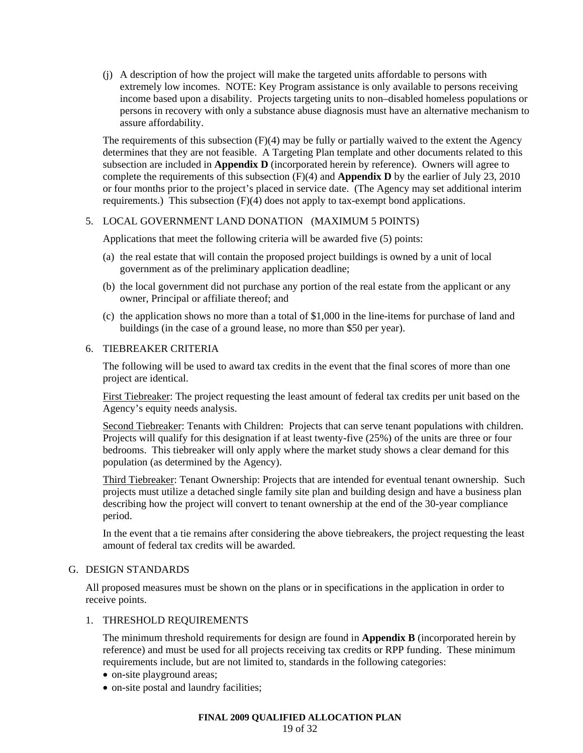(j) A description of how the project will make the targeted units affordable to persons with extremely low incomes. NOTE: Key Program assistance is only available to persons receiving income based upon a disability. Projects targeting units to non–disabled homeless populations or persons in recovery with only a substance abuse diagnosis must have an alternative mechanism to assure affordability.

The requirements of this subsection (F)(4) may be fully or partially waived to the extent the Agency determines that they are not feasible. A Targeting Plan template and other documents related to this subsection are included in **Appendix D** (incorporated herein by reference). Owners will agree to complete the requirements of this subsection (F)(4) and **Appendix D** by the earlier of July 23, 2010 or four months prior to the project's placed in service date. (The Agency may set additional interim requirements.) This subsection (F)(4) does not apply to tax-exempt bond applications.

5. LOCAL GOVERNMENT LAND DONATION (MAXIMUM 5 POINTS)

Applications that meet the following criteria will be awarded five (5) points:

(a) the real estate that will contain the proposed project buildings is owned by a unit of local government as of the preliminary application deadline;

(b) the local government did not purchase any portion of the real estate from the applicant or any owner, Principal or affiliate thereof; and

(c) the application shows no more than a total of $1,000 in the line-items for purchase of land and buildings (in the case of a ground lease, no more than $50 per year).

6. TIEBREAKER CRITERIA

The following will be used to award tax credits in the event that the final scores of more than one project are identical.

First Tiebreaker: The project requesting the least amount of federal tax credits per unit based on the Agency's equity needs analysis.

Second Tiebreaker: Tenants with Children: Projects that can serve tenant populations with children. Projects will qualify for this designation if at least twenty-five (25%) of the units are three or four bedrooms. This tiebreaker will only apply where the market study shows a clear demand for this population (as determined by the Agency).

Third Tiebreaker: Tenant Ownership: Projects that are intended for eventual tenant ownership. Such projects must utilize a detached single family site plan and building design and have a business plan describing how the project will convert to tenant ownership at the end of the 30-year compliance period.

In the event that a tie remains after considering the above tiebreakers, the project requesting the least amount of federal tax credits will be awarded.

## G. DESIGN STANDARDS

All proposed measures must be shown on the plans or in specifications in the application in order to receive points.

1. THRESHOLD REQUIREMENTS

The minimum threshold requirements for design are found in **Appendix B** (incorporated herein by reference) and must be used for all projects receiving tax credits or RPP funding. These minimum requirements include, but are not limited to, standards in the following categories:

- on-site playground areas;
- on-site postal and laundry facilities;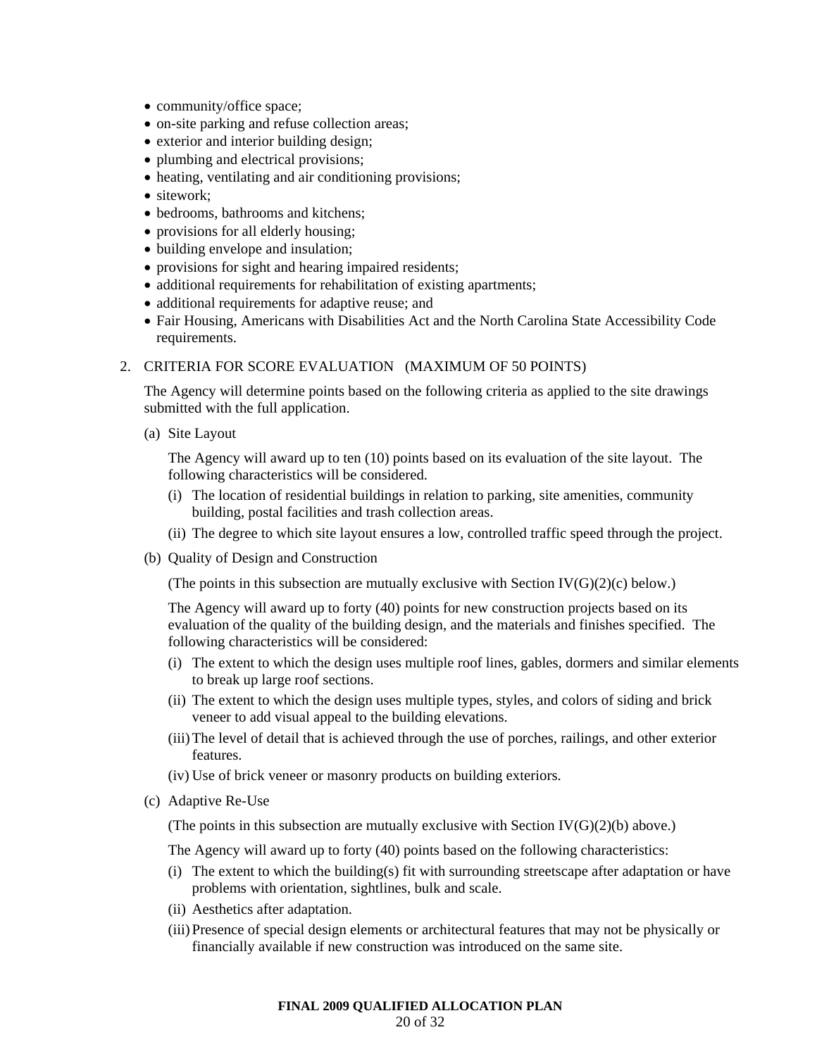- community/office space;
- on-site parking and refuse collection areas;
- exterior and interior building design;
- plumbing and electrical provisions;
- heating, ventilating and air conditioning provisions;
- sitework;
- bedrooms, bathrooms and kitchens;
- provisions for all elderly housing;
- building envelope and insulation;
- provisions for sight and hearing impaired residents;
- additional requirements for rehabilitation of existing apartments;
- additional requirements for adaptive reuse; and
- Fair Housing, Americans with Disabilities Act and the North Carolina State Accessibility Code requirements.

2. CRITERIA FOR SCORE EVALUATION (MAXIMUM OF 50 POINTS)

   The Agency will determine points based on the following criteria as applied to the site drawings submitted with the full application.

   (a) Site Layout

   The Agency will award up to ten (10) points based on its evaluation of the site layout. The following characteristics will be considered.

   (i) The location of residential buildings in relation to parking, site amenities, community building, postal facilities and trash collection areas.

   (ii) The degree to which site layout ensures a low, controlled traffic speed through the project.

   (b) Quality of Design and Construction

   (The points in this subsection are mutually exclusive with Section IV(G)(2)(c) below.)

   The Agency will award up to forty (40) points for new construction projects based on its evaluation of the quality of the building design, and the materials and finishes specified. The following characteristics will be considered:

   (i) The extent to which the design uses multiple roof lines, gables, dormers and similar elements to break up large roof sections.

   (ii) The extent to which the design uses multiple types, styles, and colors of siding and brick veneer to add visual appeal to the building elevations.

   (iii) The level of detail that is achieved through the use of porches, railings, and other exterior features.

   (iv) Use of brick veneer or masonry products on building exteriors.

   (c) Adaptive Re-Use

   (The points in this subsection are mutually exclusive with Section IV(G)(2)(b) above.)

   The Agency will award up to forty (40) points based on the following characteristics:

   (i) The extent to which the building(s) fit with surrounding streetscape after adaptation or have problems with orientation, sightlines, bulk and scale.

   (ii) Aesthetics after adaptation.

   (iii) Presence of special design elements or architectural features that may not be physically or financially available if new construction was introduced on the same site.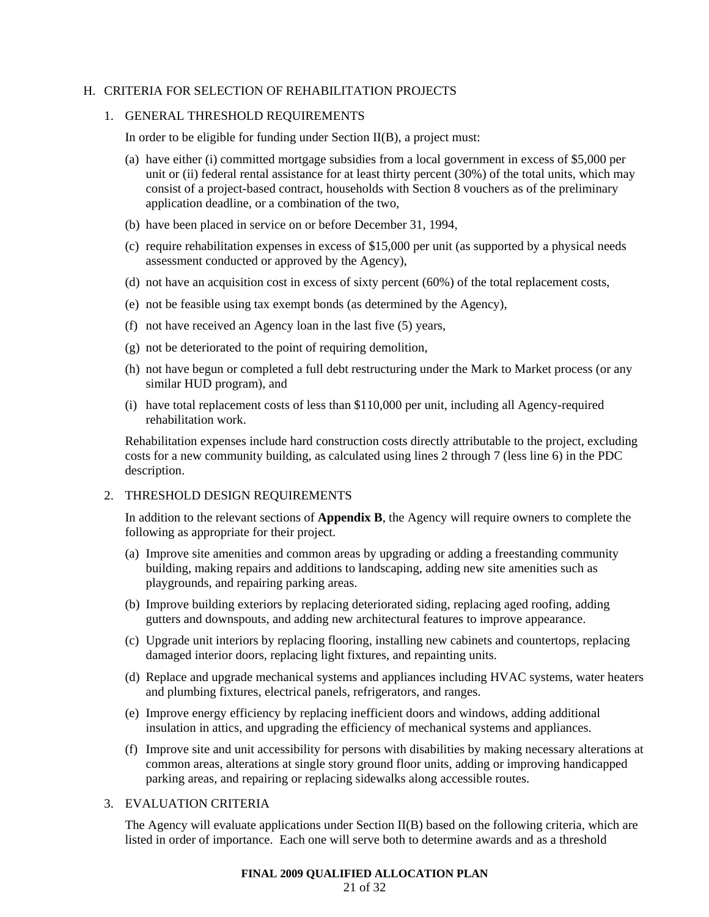## H. CRITERIA FOR SELECTION OF REHABILITATION PROJECTS

### 1. GENERAL THRESHOLD REQUIREMENTS

In order to be eligible for funding under Section II(B), a project must:

(a) have either (i) committed mortgage subsidies from a local government in excess of $5,000 per unit or (ii) federal rental assistance for at least thirty percent (30%) of the total units, which may consist of a project-based contract, households with Section 8 vouchers as of the preliminary application deadline, or a combination of the two,

(b) have been placed in service on or before December 31, 1994,

(c) require rehabilitation expenses in excess of $15,000 per unit (as supported by a physical needs assessment conducted or approved by the Agency),

(d) not have an acquisition cost in excess of sixty percent (60%) of the total replacement costs,

(e) not be feasible using tax exempt bonds (as determined by the Agency),

(f) not have received an Agency loan in the last five (5) years,

(g) not be deteriorated to the point of requiring demolition,

(h) not have begun or completed a full debt restructuring under the Mark to Market process (or any similar HUD program), and

(i) have total replacement costs of less than $110,000 per unit, including all Agency-required rehabilitation work.

Rehabilitation expenses include hard construction costs directly attributable to the project, excluding costs for a new community building, as calculated using lines 2 through 7 (less line 6) in the PDC description.

### 2. THRESHOLD DESIGN REQUIREMENTS

In addition to the relevant sections of **Appendix B**, the Agency will require owners to complete the following as appropriate for their project.

(a) Improve site amenities and common areas by upgrading or adding a freestanding community building, making repairs and additions to landscaping, adding new site amenities such as playgrounds, and repairing parking areas.

(b) Improve building exteriors by replacing deteriorated siding, replacing aged roofing, adding gutters and downspouts, and adding new architectural features to improve appearance.

(c) Upgrade unit interiors by replacing flooring, installing new cabinets and countertops, replacing damaged interior doors, replacing light fixtures, and repainting units.

(d) Replace and upgrade mechanical systems and appliances including HVAC systems, water heaters and plumbing fixtures, electrical panels, refrigerators, and ranges.

(e) Improve energy efficiency by replacing inefficient doors and windows, adding additional insulation in attics, and upgrading the efficiency of mechanical systems and appliances.

(f) Improve site and unit accessibility for persons with disabilities by making necessary alterations at common areas, alterations at single story ground floor units, adding or improving handicapped parking areas, and repairing or replacing sidewalks along accessible routes.

### 3. EVALUATION CRITERIA

The Agency will evaluate applications under Section II(B) based on the following criteria, which are listed in order of importance. Each one will serve both to determine awards and as a threshold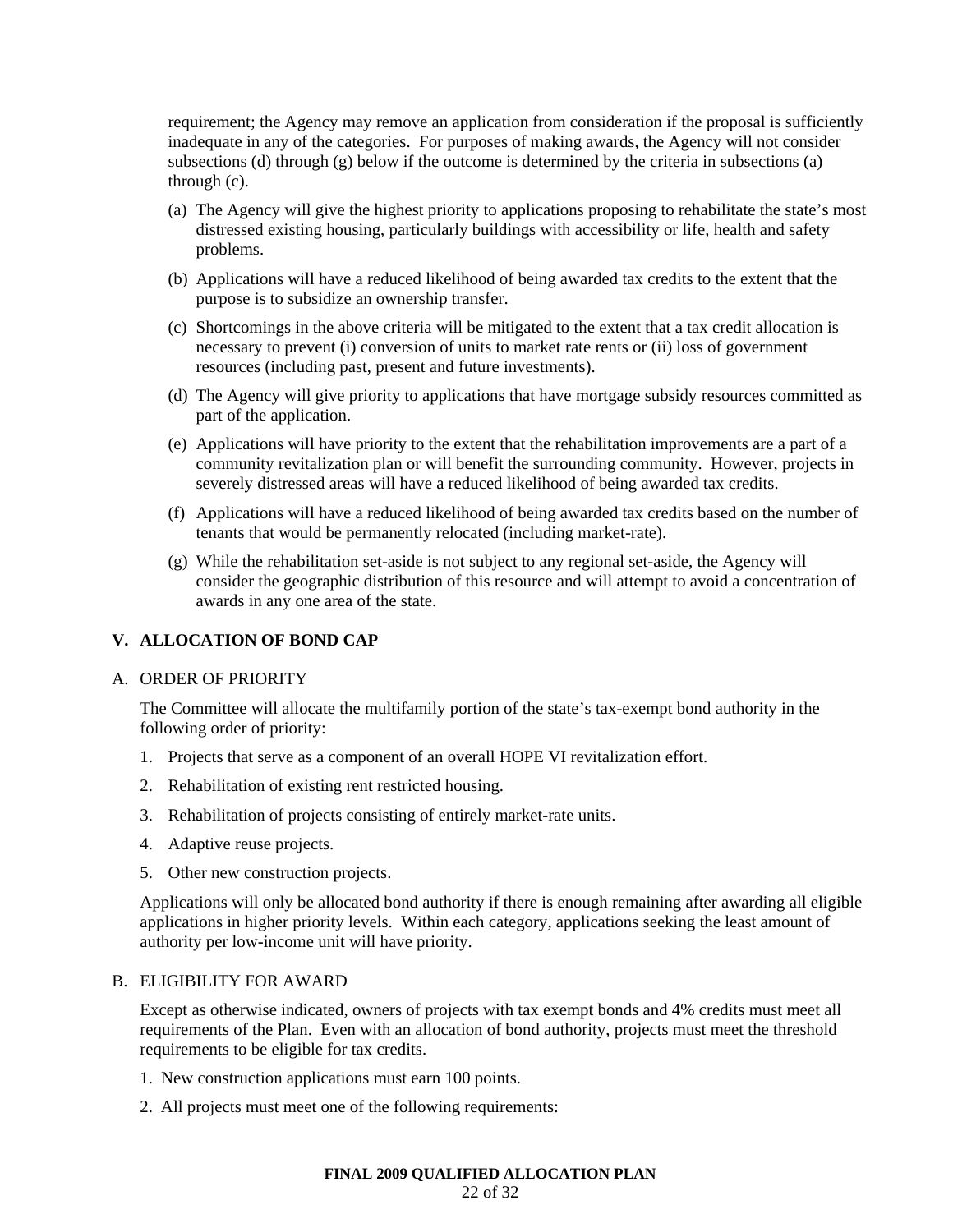requirement; the Agency may remove an application from consideration if the proposal is sufficiently inadequate in any of the categories. For purposes of making awards, the Agency will not consider subsections (d) through (g) below if the outcome is determined by the criteria in subsections (a) through (c).

(a) The Agency will give the highest priority to applications proposing to rehabilitate the state's most distressed existing housing, particularly buildings with accessibility or life, health and safety problems.

(b) Applications will have a reduced likelihood of being awarded tax credits to the extent that the purpose is to subsidize an ownership transfer.

(c) Shortcomings in the above criteria will be mitigated to the extent that a tax credit allocation is necessary to prevent (i) conversion of units to market rate rents or (ii) loss of government resources (including past, present and future investments).

(d) The Agency will give priority to applications that have mortgage subsidy resources committed as part of the application.

(e) Applications will have priority to the extent that the rehabilitation improvements are a part of a community revitalization plan or will benefit the surrounding community. However, projects in severely distressed areas will have a reduced likelihood of being awarded tax credits.

(f) Applications will have a reduced likelihood of being awarded tax credits based on the number of tenants that would be permanently relocated (including market-rate).

(g) While the rehabilitation set-aside is not subject to any regional set-aside, the Agency will consider the geographic distribution of this resource and will attempt to avoid a concentration of awards in any one area of the state.

## V. ALLOCATION OF BOND CAP

### A. ORDER OF PRIORITY

The Committee will allocate the multifamily portion of the state's tax-exempt bond authority in the following order of priority:

1. Projects that serve as a component of an overall HOPE VI revitalization effort.
2. Rehabilitation of existing rent restricted housing.
3. Rehabilitation of projects consisting of entirely market-rate units.
4. Adaptive reuse projects.
5. Other new construction projects.

Applications will only be allocated bond authority if there is enough remaining after awarding all eligible applications in higher priority levels. Within each category, applications seeking the least amount of authority per low-income unit will have priority.

### B. ELIGIBILITY FOR AWARD

Except as otherwise indicated, owners of projects with tax exempt bonds and 4% credits must meet all requirements of the Plan. Even with an allocation of bond authority, projects must meet the threshold requirements to be eligible for tax credits.

1. New construction applications must earn 100 points.
2. All projects must meet one of the following requirements: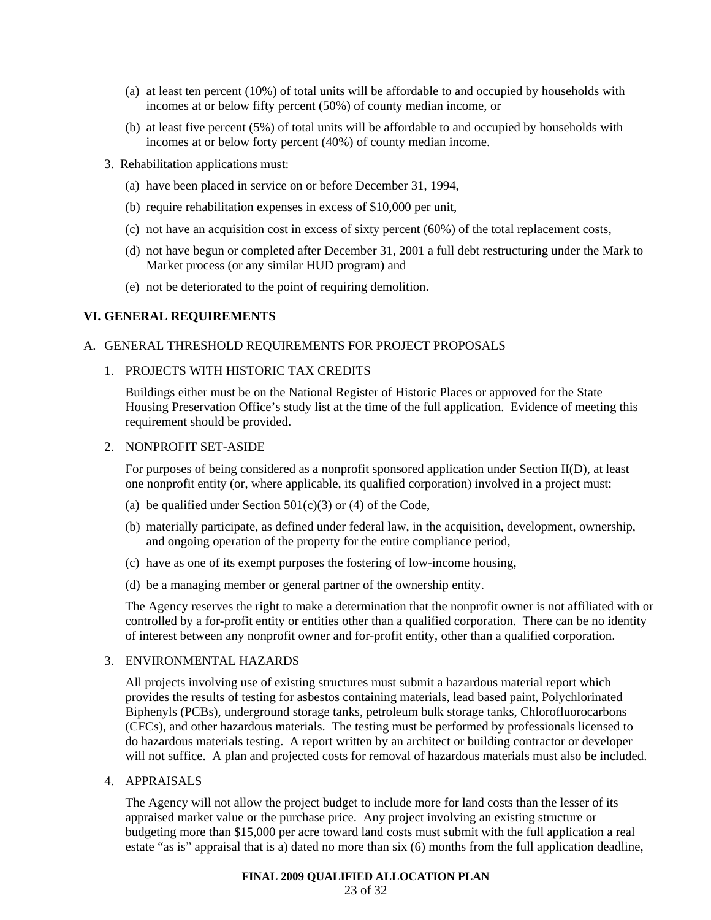(a) at least ten percent (10%) of total units will be affordable to and occupied by households with incomes at or below fifty percent (50%) of county median income, or

(b) at least five percent (5%) of total units will be affordable to and occupied by households with incomes at or below forty percent (40%) of county median income.

3. Rehabilitation applications must:

(a) have been placed in service on or before December 31, 1994,

(b) require rehabilitation expenses in excess of $10,000 per unit,

(c) not have an acquisition cost in excess of sixty percent (60%) of the total replacement costs,

(d) not have begun or completed after December 31, 2001 a full debt restructuring under the Mark to Market process (or any similar HUD program) and

(e) not be deteriorated to the point of requiring demolition.

## VI. GENERAL REQUIREMENTS

### A. GENERAL THRESHOLD REQUIREMENTS FOR PROJECT PROPOSALS

1. PROJECTS WITH HISTORIC TAX CREDITS

Buildings either must be on the National Register of Historic Places or approved for the State Housing Preservation Office's study list at the time of the full application. Evidence of meeting this requirement should be provided.

2. NONPROFIT SET-ASIDE

For purposes of being considered as a nonprofit sponsored application under Section II(D), at least one nonprofit entity (or, where applicable, its qualified corporation) involved in a project must:

(a) be qualified under Section 501(c)(3) or (4) of the Code,

(b) materially participate, as defined under federal law, in the acquisition, development, ownership, and ongoing operation of the property for the entire compliance period,

(c) have as one of its exempt purposes the fostering of low-income housing,

(d) be a managing member or general partner of the ownership entity.

The Agency reserves the right to make a determination that the nonprofit owner is not affiliated with or controlled by a for-profit entity or entities other than a qualified corporation. There can be no identity of interest between any nonprofit owner and for-profit entity, other than a qualified corporation.

3. ENVIRONMENTAL HAZARDS

All projects involving use of existing structures must submit a hazardous material report which provides the results of testing for asbestos containing materials, lead based paint, Polychlorinated Biphenyls (PCBs), underground storage tanks, petroleum bulk storage tanks, Chlorofluorocarbons (CFCs), and other hazardous materials. The testing must be performed by professionals licensed to do hazardous materials testing. A report written by an architect or building contractor or developer will not suffice. A plan and projected costs for removal of hazardous materials must also be included.

4. APPRAISALS

The Agency will not allow the project budget to include more for land costs than the lesser of its appraised market value or the purchase price. Any project involving an existing structure or budgeting more than $15,000 per acre toward land costs must submit with the full application a real estate "as is" appraisal that is a) dated no more than six (6) months from the full application deadline,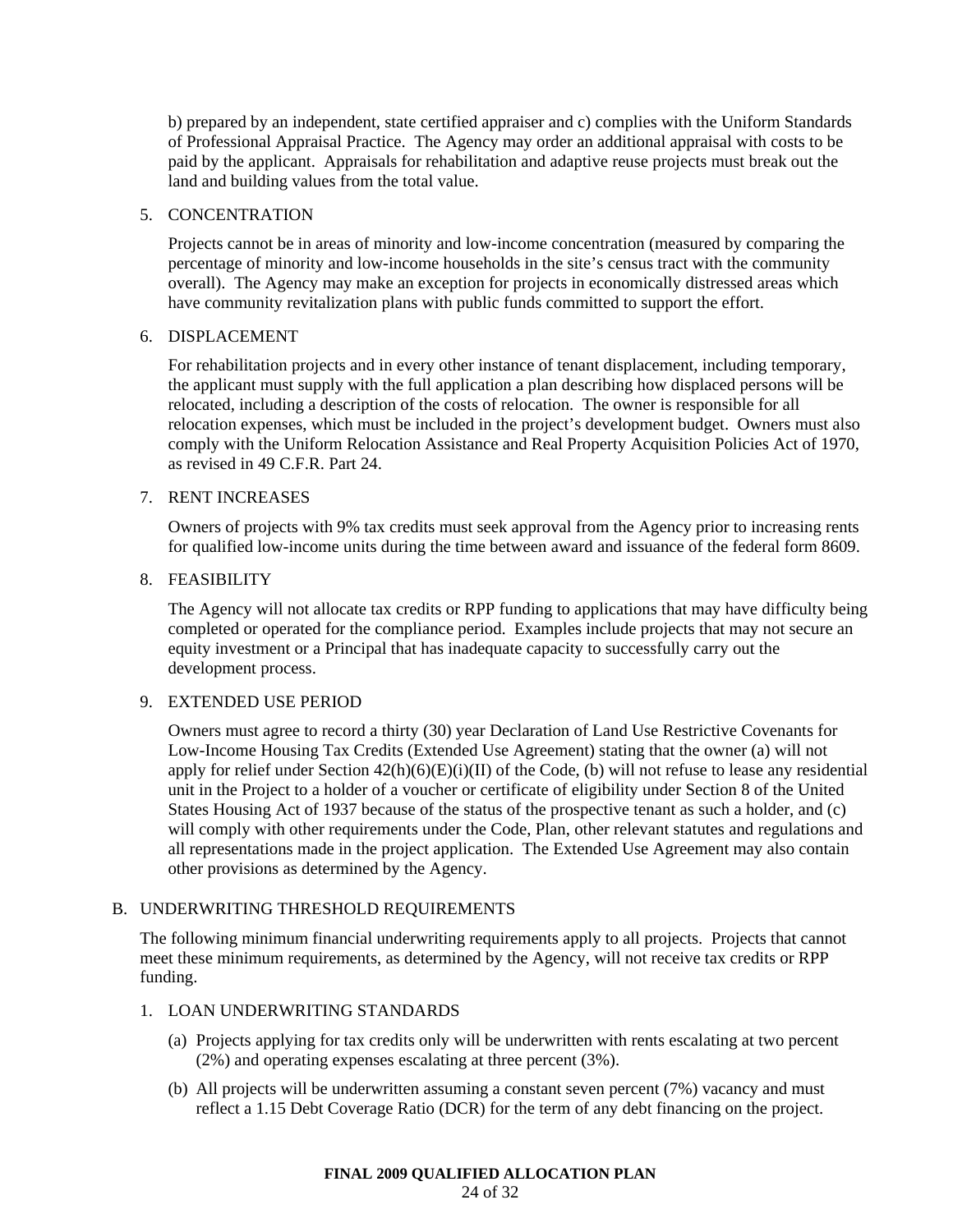b) prepared by an independent, state certified appraiser and c) complies with the Uniform Standards of Professional Appraisal Practice. The Agency may order an additional appraisal with costs to be paid by the applicant. Appraisals for rehabilitation and adaptive reuse projects must break out the land and building values from the total value.

5. CONCENTRATION

   Projects cannot be in areas of minority and low-income concentration (measured by comparing the percentage of minority and low-income households in the site's census tract with the community overall). The Agency may make an exception for projects in economically distressed areas which have community revitalization plans with public funds committed to support the effort.

6. DISPLACEMENT

   For rehabilitation projects and in every other instance of tenant displacement, including temporary, the applicant must supply with the full application a plan describing how displaced persons will be relocated, including a description of the costs of relocation. The owner is responsible for all relocation expenses, which must be included in the project's development budget. Owners must also comply with the Uniform Relocation Assistance and Real Property Acquisition Policies Act of 1970, as revised in 49 C.F.R. Part 24.

7. RENT INCREASES

   Owners of projects with 9% tax credits must seek approval from the Agency prior to increasing rents for qualified low-income units during the time between award and issuance of the federal form 8609.

8. FEASIBILITY

   The Agency will not allocate tax credits or RPP funding to applications that may have difficulty being completed or operated for the compliance period. Examples include projects that may not secure an equity investment or a Principal that has inadequate capacity to successfully carry out the development process.

9. EXTENDED USE PERIOD

   Owners must agree to record a thirty (30) year Declaration of Land Use Restrictive Covenants for Low-Income Housing Tax Credits (Extended Use Agreement) stating that the owner (a) will not apply for relief under Section 42(h)(6)(E)(i)(II) of the Code, (b) will not refuse to lease any residential unit in the Project to a holder of a voucher or certificate of eligibility under Section 8 of the United States Housing Act of 1937 because of the status of the prospective tenant as such a holder, and (c) will comply with other requirements under the Code, Plan, other relevant statutes and regulations and all representations made in the project application. The Extended Use Agreement may also contain other provisions as determined by the Agency.

## B. UNDERWRITING THRESHOLD REQUIREMENTS

The following minimum financial underwriting requirements apply to all projects. Projects that cannot meet these minimum requirements, as determined by the Agency, will not receive tax credits or RPP funding.

1. LOAN UNDERWRITING STANDARDS

   (a) Projects applying for tax credits only will be underwritten with rents escalating at two percent (2%) and operating expenses escalating at three percent (3%).

   (b) All projects will be underwritten assuming a constant seven percent (7%) vacancy and must reflect a 1.15 Debt Coverage Ratio (DCR) for the term of any debt financing on the project.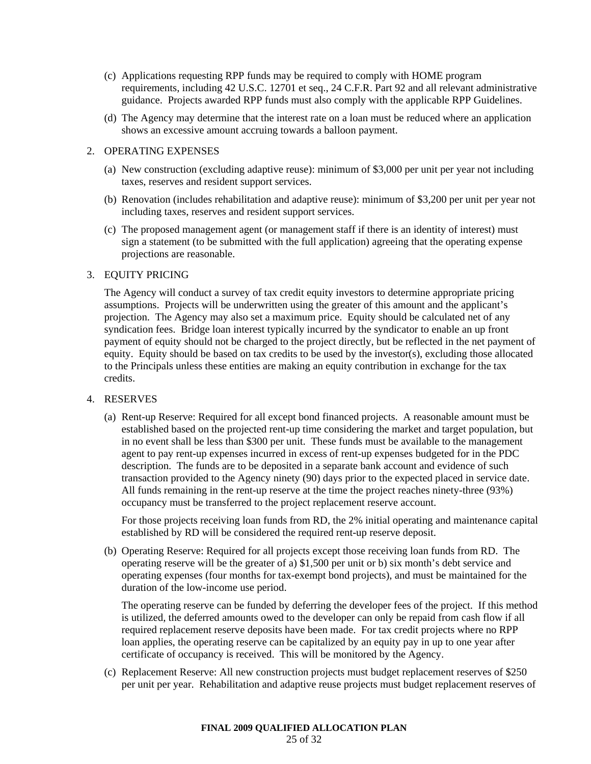(c) Applications requesting RPP funds may be required to comply with HOME program requirements, including 42 U.S.C. 12701 et seq., 24 C.F.R. Part 92 and all relevant administrative guidance. Projects awarded RPP funds must also comply with the applicable RPP Guidelines.

(d) The Agency may determine that the interest rate on a loan must be reduced where an application shows an excessive amount accruing towards a balloon payment.

2. OPERATING EXPENSES

(a) New construction (excluding adaptive reuse): minimum of $3,000 per unit per year not including taxes, reserves and resident support services.

(b) Renovation (includes rehabilitation and adaptive reuse): minimum of $3,200 per unit per year not including taxes, reserves and resident support services.

(c) The proposed management agent (or management staff if there is an identity of interest) must sign a statement (to be submitted with the full application) agreeing that the operating expense projections are reasonable.

3. EQUITY PRICING

The Agency will conduct a survey of tax credit equity investors to determine appropriate pricing assumptions. Projects will be underwritten using the greater of this amount and the applicant's projection. The Agency may also set a maximum price. Equity should be calculated net of any syndication fees. Bridge loan interest typically incurred by the syndicator to enable an up front payment of equity should not be charged to the project directly, but be reflected in the net payment of equity. Equity should be based on tax credits to be used by the investor(s), excluding those allocated to the Principals unless these entities are making an equity contribution in exchange for the tax credits.

4. RESERVES

(a) Rent-up Reserve: Required for all except bond financed projects. A reasonable amount must be established based on the projected rent-up time considering the market and target population, but in no event shall be less than $300 per unit. These funds must be available to the management agent to pay rent-up expenses incurred in excess of rent-up expenses budgeted for in the PDC description. The funds are to be deposited in a separate bank account and evidence of such transaction provided to the Agency ninety (90) days prior to the expected placed in service date. All funds remaining in the rent-up reserve at the time the project reaches ninety-three (93%) occupancy must be transferred to the project replacement reserve account.

For those projects receiving loan funds from RD, the 2% initial operating and maintenance capital established by RD will be considered the required rent-up reserve deposit.

(b) Operating Reserve: Required for all projects except those receiving loan funds from RD. The operating reserve will be the greater of a) $1,500 per unit or b) six month's debt service and operating expenses (four months for tax-exempt bond projects), and must be maintained for the duration of the low-income use period.

The operating reserve can be funded by deferring the developer fees of the project. If this method is utilized, the deferred amounts owed to the developer can only be repaid from cash flow if all required replacement reserve deposits have been made. For tax credit projects where no RPP loan applies, the operating reserve can be capitalized by an equity pay in up to one year after certificate of occupancy is received. This will be monitored by the Agency.

(c) Replacement Reserve: All new construction projects must budget replacement reserves of $250 per unit per year. Rehabilitation and adaptive reuse projects must budget replacement reserves of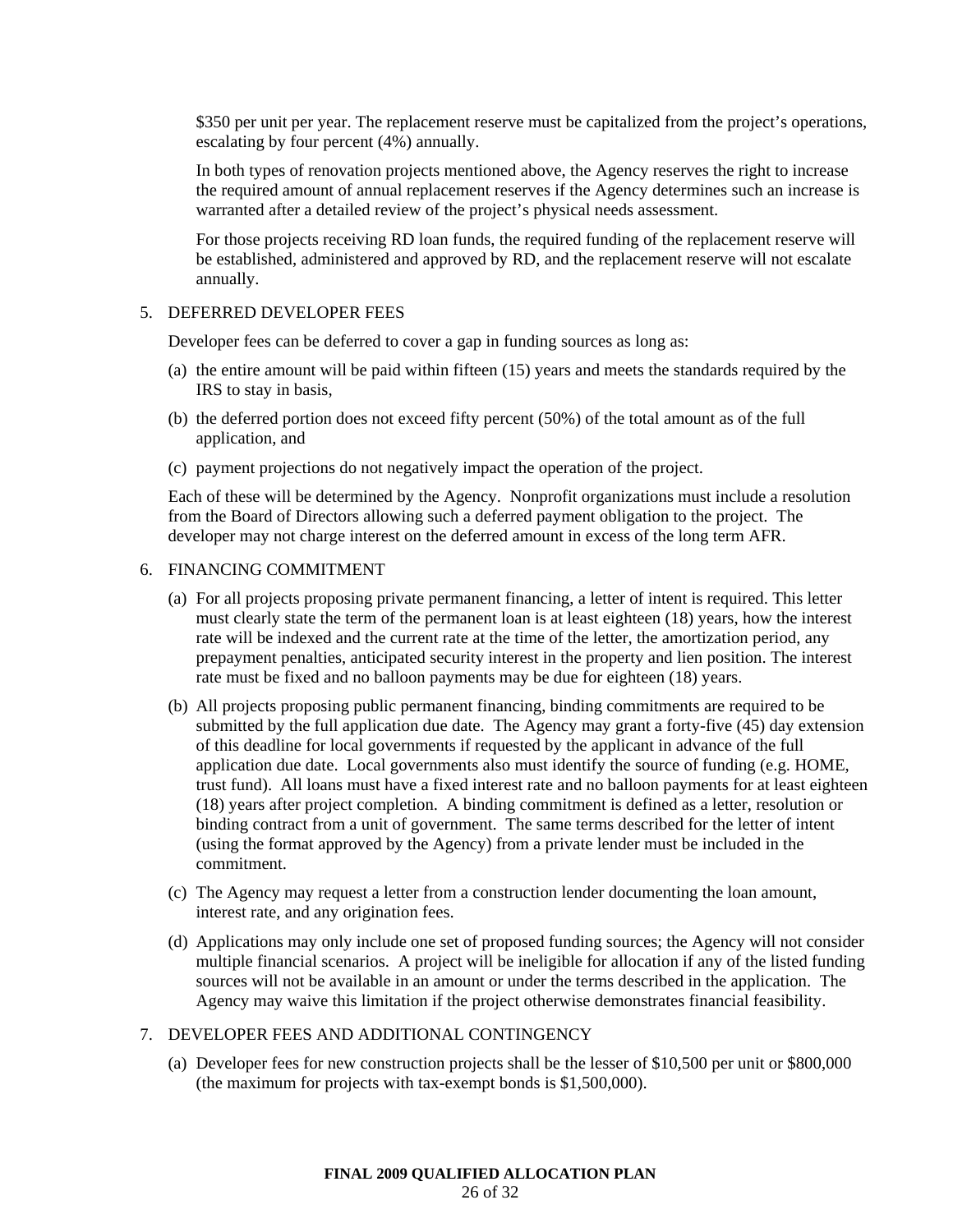$350 per unit per year. The replacement reserve must be capitalized from the project's operations, escalating by four percent (4%) annually.

In both types of renovation projects mentioned above, the Agency reserves the right to increase the required amount of annual replacement reserves if the Agency determines such an increase is warranted after a detailed review of the project's physical needs assessment.

For those projects receiving RD loan funds, the required funding of the replacement reserve will be established, administered and approved by RD, and the replacement reserve will not escalate annually.

5. DEFERRED DEVELOPER FEES

   Developer fees can be deferred to cover a gap in funding sources as long as:

   (a) the entire amount will be paid within fifteen (15) years and meets the standards required by the IRS to stay in basis,

   (b) the deferred portion does not exceed fifty percent (50%) of the total amount as of the full application, and

   (c) payment projections do not negatively impact the operation of the project.

   Each of these will be determined by the Agency. Nonprofit organizations must include a resolution from the Board of Directors allowing such a deferred payment obligation to the project. The developer may not charge interest on the deferred amount in excess of the long term AFR.

6. FINANCING COMMITMENT

   (a) For all projects proposing private permanent financing, a letter of intent is required. This letter must clearly state the term of the permanent loan is at least eighteen (18) years, how the interest rate will be indexed and the current rate at the time of the letter, the amortization period, any prepayment penalties, anticipated security interest in the property and lien position. The interest rate must be fixed and no balloon payments may be due for eighteen (18) years.

   (b) All projects proposing public permanent financing, binding commitments are required to be submitted by the full application due date. The Agency may grant a forty-five (45) day extension of this deadline for local governments if requested by the applicant in advance of the full application due date. Local governments also must identify the source of funding (e.g. HOME, trust fund). All loans must have a fixed interest rate and no balloon payments for at least eighteen (18) years after project completion. A binding commitment is defined as a letter, resolution or binding contract from a unit of government. The same terms described for the letter of intent (using the format approved by the Agency) from a private lender must be included in the commitment.

   (c) The Agency may request a letter from a construction lender documenting the loan amount, interest rate, and any origination fees.

   (d) Applications may only include one set of proposed funding sources; the Agency will not consider multiple financial scenarios. A project will be ineligible for allocation if any of the listed funding sources will not be available in an amount or under the terms described in the application. The Agency may waive this limitation if the project otherwise demonstrates financial feasibility.

7. DEVELOPER FEES AND ADDITIONAL CONTINGENCY

   (a) Developer fees for new construction projects shall be the lesser of $10,500 per unit or $800,000 (the maximum for projects with tax-exempt bonds is $1,500,000).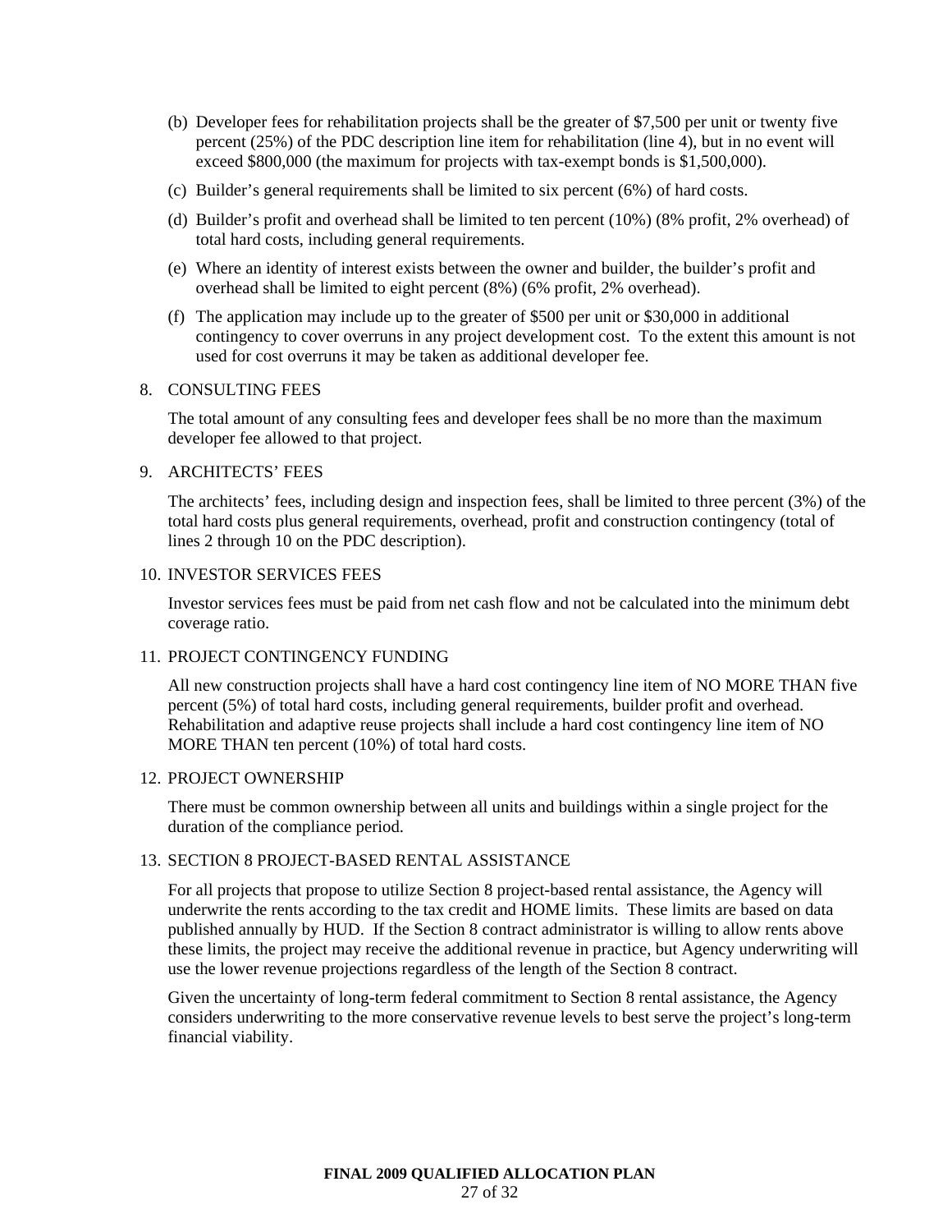(b) Developer fees for rehabilitation projects shall be the greater of $7,500 per unit or twenty five percent (25%) of the PDC description line item for rehabilitation (line 4), but in no event will exceed $800,000 (the maximum for projects with tax-exempt bonds is $1,500,000).

(c) Builder's general requirements shall be limited to six percent (6%) of hard costs.

(d) Builder's profit and overhead shall be limited to ten percent (10%) (8% profit, 2% overhead) of total hard costs, including general requirements.

(e) Where an identity of interest exists between the owner and builder, the builder's profit and overhead shall be limited to eight percent (8%) (6% profit, 2% overhead).

(f) The application may include up to the greater of $500 per unit or $30,000 in additional contingency to cover overruns in any project development cost. To the extent this amount is not used for cost overruns it may be taken as additional developer fee.

8. CONSULTING FEES

The total amount of any consulting fees and developer fees shall be no more than the maximum developer fee allowed to that project.

9. ARCHITECTS' FEES

The architects' fees, including design and inspection fees, shall be limited to three percent (3%) of the total hard costs plus general requirements, overhead, profit and construction contingency (total of lines 2 through 10 on the PDC description).

10. INVESTOR SERVICES FEES

Investor services fees must be paid from net cash flow and not be calculated into the minimum debt coverage ratio.

11. PROJECT CONTINGENCY FUNDING

All new construction projects shall have a hard cost contingency line item of NO MORE THAN five percent (5%) of total hard costs, including general requirements, builder profit and overhead. Rehabilitation and adaptive reuse projects shall include a hard cost contingency line item of NO MORE THAN ten percent (10%) of total hard costs.

12. PROJECT OWNERSHIP

There must be common ownership between all units and buildings within a single project for the duration of the compliance period.

13. SECTION 8 PROJECT-BASED RENTAL ASSISTANCE

For all projects that propose to utilize Section 8 project-based rental assistance, the Agency will underwrite the rents according to the tax credit and HOME limits. These limits are based on data published annually by HUD. If the Section 8 contract administrator is willing to allow rents above these limits, the project may receive the additional revenue in practice, but Agency underwriting will use the lower revenue projections regardless of the length of the Section 8 contract.

Given the uncertainty of long-term federal commitment to Section 8 rental assistance, the Agency considers underwriting to the more conservative revenue levels to best serve the project's long-term financial viability.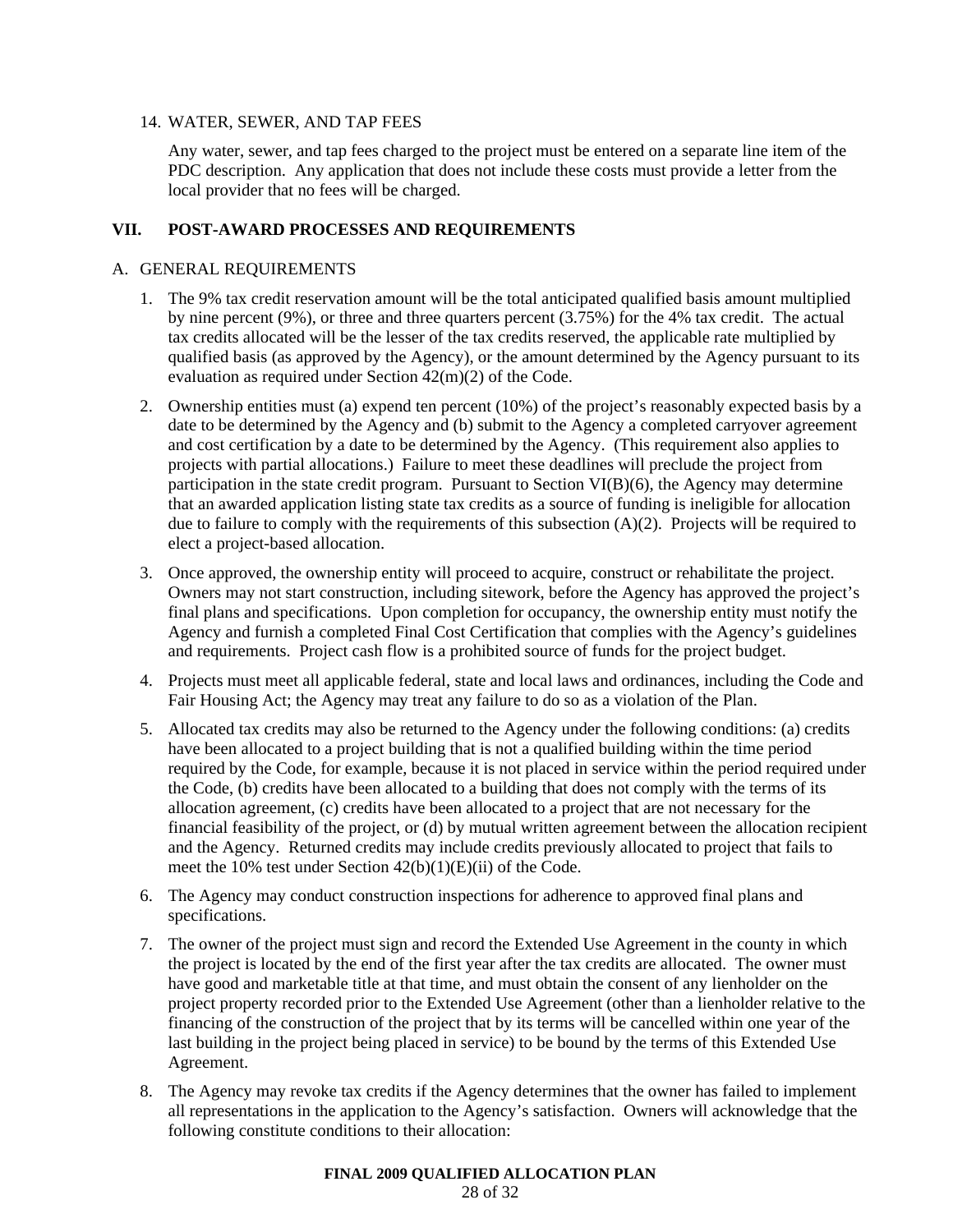14. WATER, SEWER, AND TAP FEES

    Any water, sewer, and tap fees charged to the project must be entered on a separate line item of the PDC description. Any application that does not include these costs must provide a letter from the local provider that no fees will be charged.

## VII. POST-AWARD PROCESSES AND REQUIREMENTS

### A. GENERAL REQUIREMENTS

1. The 9% tax credit reservation amount will be the total anticipated qualified basis amount multiplied by nine percent (9%), or three and three quarters percent (3.75%) for the 4% tax credit. The actual tax credits allocated will be the lesser of the tax credits reserved, the applicable rate multiplied by qualified basis (as approved by the Agency), or the amount determined by the Agency pursuant to its evaluation as required under Section 42(m)(2) of the Code.

2. Ownership entities must (a) expend ten percent (10%) of the project's reasonably expected basis by a date to be determined by the Agency and (b) submit to the Agency a completed carryover agreement and cost certification by a date to be determined by the Agency. (This requirement also applies to projects with partial allocations.) Failure to meet these deadlines will preclude the project from participation in the state credit program. Pursuant to Section VI(B)(6), the Agency may determine that an awarded application listing state tax credits as a source of funding is ineligible for allocation due to failure to comply with the requirements of this subsection (A)(2). Projects will be required to elect a project-based allocation.

3. Once approved, the ownership entity will proceed to acquire, construct or rehabilitate the project. Owners may not start construction, including sitework, before the Agency has approved the project's final plans and specifications. Upon completion for occupancy, the ownership entity must notify the Agency and furnish a completed Final Cost Certification that complies with the Agency's guidelines and requirements. Project cash flow is a prohibited source of funds for the project budget.

4. Projects must meet all applicable federal, state and local laws and ordinances, including the Code and Fair Housing Act; the Agency may treat any failure to do so as a violation of the Plan.

5. Allocated tax credits may also be returned to the Agency under the following conditions: (a) credits have been allocated to a project building that is not a qualified building within the time period required by the Code, for example, because it is not placed in service within the period required under the Code, (b) credits have been allocated to a building that does not comply with the terms of its allocation agreement, (c) credits have been allocated to a project that are not necessary for the financial feasibility of the project, or (d) by mutual written agreement between the allocation recipient and the Agency. Returned credits may include credits previously allocated to project that fails to meet the 10% test under Section 42(b)(1)(E)(ii) of the Code.

6. The Agency may conduct construction inspections for adherence to approved final plans and specifications.

7. The owner of the project must sign and record the Extended Use Agreement in the county in which the project is located by the end of the first year after the tax credits are allocated. The owner must have good and marketable title at that time, and must obtain the consent of any lienholder on the project property recorded prior to the Extended Use Agreement (other than a lienholder relative to the financing of the construction of the project that by its terms will be cancelled within one year of the last building in the project being placed in service) to be bound by the terms of this Extended Use Agreement.

8. The Agency may revoke tax credits if the Agency determines that the owner has failed to implement all representations in the application to the Agency's satisfaction. Owners will acknowledge that the following constitute conditions to their allocation: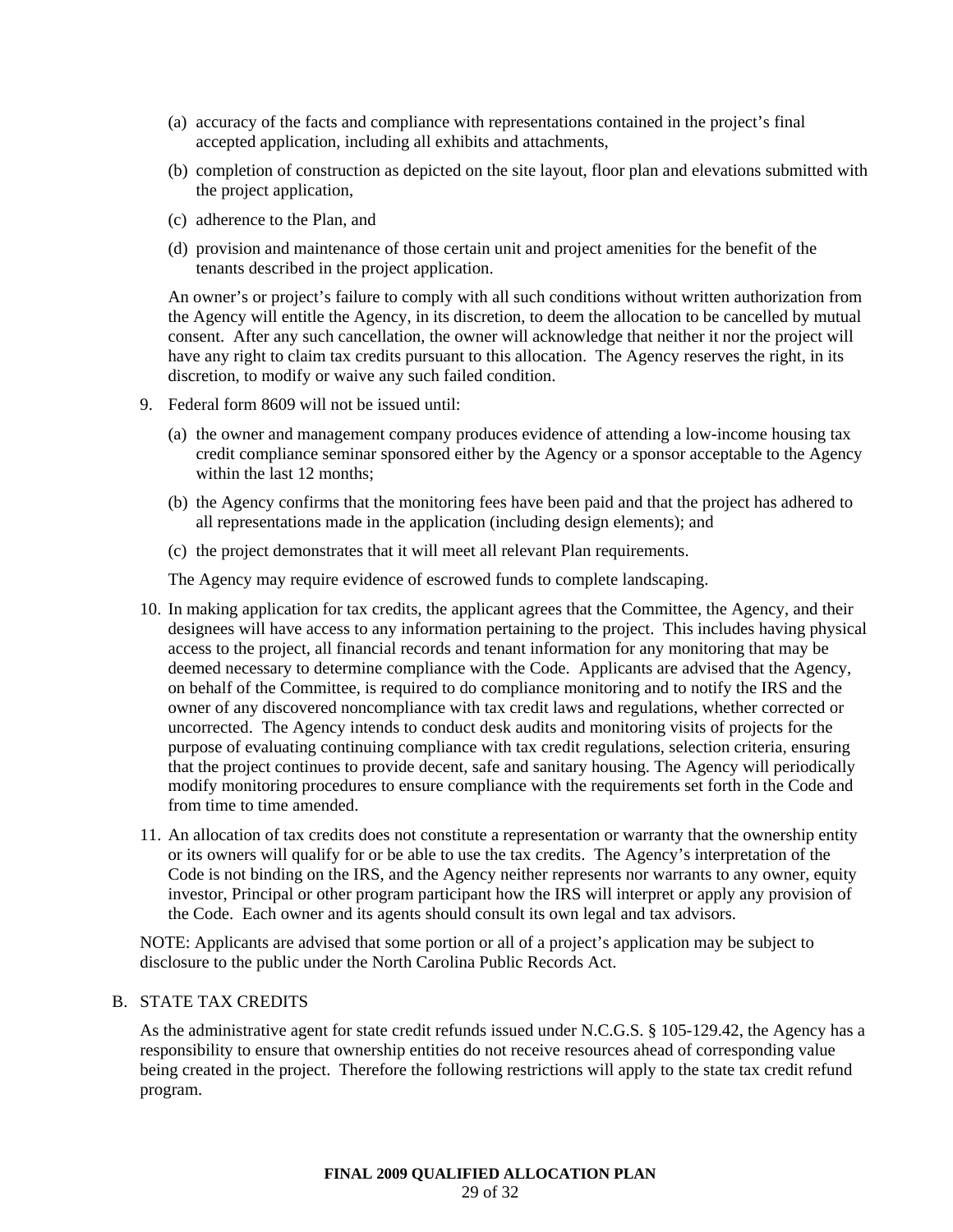(a) accuracy of the facts and compliance with representations contained in the project's final accepted application, including all exhibits and attachments,

(b) completion of construction as depicted on the site layout, floor plan and elevations submitted with the project application,

(c) adherence to the Plan, and

(d) provision and maintenance of those certain unit and project amenities for the benefit of the tenants described in the project application.

An owner's or project's failure to comply with all such conditions without written authorization from the Agency will entitle the Agency, in its discretion, to deem the allocation to be cancelled by mutual consent. After any such cancellation, the owner will acknowledge that neither it nor the project will have any right to claim tax credits pursuant to this allocation. The Agency reserves the right, in its discretion, to modify or waive any such failed condition.

9. Federal form 8609 will not be issued until:

   (a) the owner and management company produces evidence of attending a low-income housing tax credit compliance seminar sponsored either by the Agency or a sponsor acceptable to the Agency within the last 12 months;

   (b) the Agency confirms that the monitoring fees have been paid and that the project has adhered to all representations made in the application (including design elements); and

   (c) the project demonstrates that it will meet all relevant Plan requirements.

   The Agency may require evidence of escrowed funds to complete landscaping.

10. In making application for tax credits, the applicant agrees that the Committee, the Agency, and their designees will have access to any information pertaining to the project. This includes having physical access to the project, all financial records and tenant information for any monitoring that may be deemed necessary to determine compliance with the Code. Applicants are advised that the Agency, on behalf of the Committee, is required to do compliance monitoring and to notify the IRS and the owner of any discovered noncompliance with tax credit laws and regulations, whether corrected or uncorrected. The Agency intends to conduct desk audits and monitoring visits of projects for the purpose of evaluating continuing compliance with tax credit regulations, selection criteria, ensuring that the project continues to provide decent, safe and sanitary housing. The Agency will periodically modify monitoring procedures to ensure compliance with the requirements set forth in the Code and from time to time amended.

11. An allocation of tax credits does not constitute a representation or warranty that the ownership entity or its owners will qualify for or be able to use the tax credits. The Agency's interpretation of the Code is not binding on the IRS, and the Agency neither represents nor warrants to any owner, equity investor, Principal or other program participant how the IRS will interpret or apply any provision of the Code. Each owner and its agents should consult its own legal and tax advisors.

NOTE: Applicants are advised that some portion or all of a project's application may be subject to disclosure to the public under the North Carolina Public Records Act.

## B. STATE TAX CREDITS

As the administrative agent for state credit refunds issued under N.C.G.S. § 105-129.42, the Agency has a responsibility to ensure that ownership entities do not receive resources ahead of corresponding value being created in the project. Therefore the following restrictions will apply to the state tax credit refund program.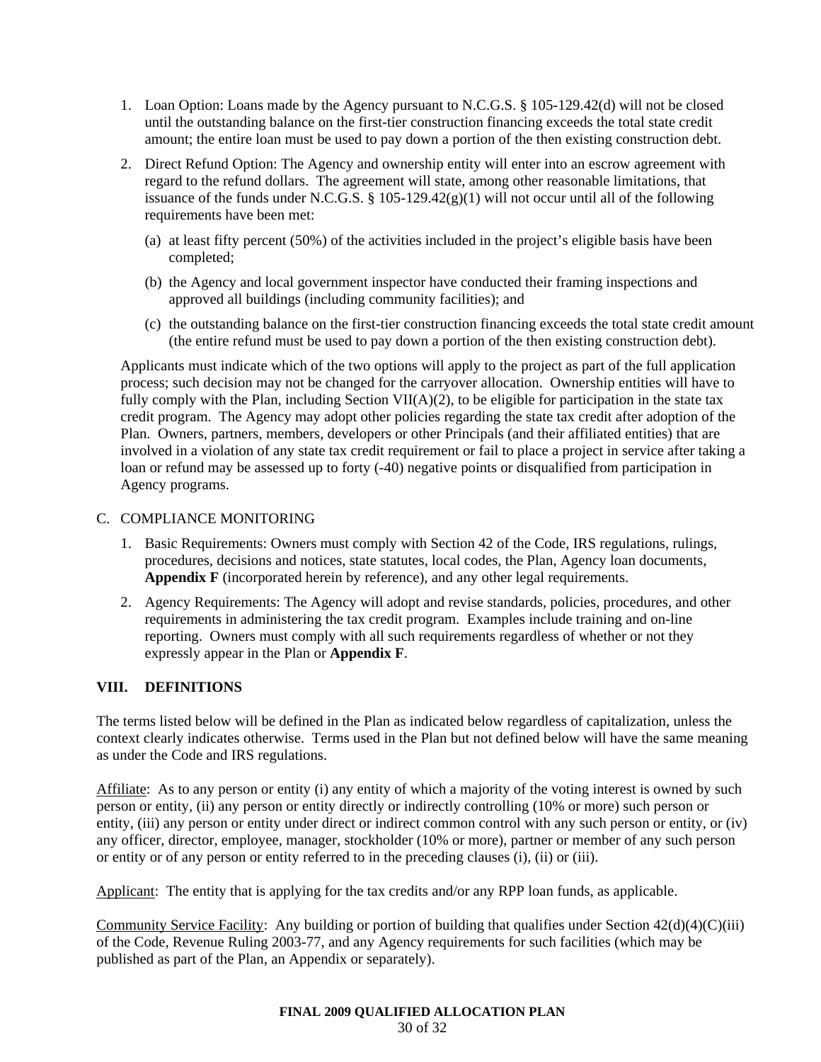1. Loan Option: Loans made by the Agency pursuant to N.C.G.S. § 105-129.42(d) will not be closed until the outstanding balance on the first-tier construction financing exceeds the total state credit amount; the entire loan must be used to pay down a portion of the then existing construction debt.

2. Direct Refund Option: The Agency and ownership entity will enter into an escrow agreement with regard to the refund dollars. The agreement will state, among other reasonable limitations, that issuance of the funds under N.C.G.S. § 105-129.42(g)(1) will not occur until all of the following requirements have been met:

   (a) at least fifty percent (50%) of the activities included in the project's eligible basis have been completed;

   (b) the Agency and local government inspector have conducted their framing inspections and approved all buildings (including community facilities); and

   (c) the outstanding balance on the first-tier construction financing exceeds the total state credit amount (the entire refund must be used to pay down a portion of the then existing construction debt).

Applicants must indicate which of the two options will apply to the project as part of the full application process; such decision may not be changed for the carryover allocation. Ownership entities will have to fully comply with the Plan, including Section VII(A)(2), to be eligible for participation in the state tax credit program. The Agency may adopt other policies regarding the state tax credit after adoption of the Plan. Owners, partners, members, developers or other Principals (and their affiliated entities) that are involved in a violation of any state tax credit requirement or fail to place a project in service after taking a loan or refund may be assessed up to forty (-40) negative points or disqualified from participation in Agency programs.

C. COMPLIANCE MONITORING

1. Basic Requirements: Owners must comply with Section 42 of the Code, IRS regulations, rulings, procedures, decisions and notices, state statutes, local codes, the Plan, Agency loan documents, **Appendix F** (incorporated herein by reference), and any other legal requirements.

2. Agency Requirements: The Agency will adopt and revise standards, policies, procedures, and other requirements in administering the tax credit program. Examples include training and on-line reporting. Owners must comply with all such requirements regardless of whether or not they expressly appear in the Plan or **Appendix F**.

## VIII. DEFINITIONS

The terms listed below will be defined in the Plan as indicated below regardless of capitalization, unless the context clearly indicates otherwise. Terms used in the Plan but not defined below will have the same meaning as under the Code and IRS regulations.

Affiliate: As to any person or entity (i) any entity of which a majority of the voting interest is owned by such person or entity, (ii) any person or entity directly or indirectly controlling (10% or more) such person or entity, (iii) any person or entity under direct or indirect common control with any such person or entity, or (iv) any officer, director, employee, manager, stockholder (10% or more), partner or member of any such person or entity or of any person or entity referred to in the preceding clauses (i), (ii) or (iii).

Applicant: The entity that is applying for the tax credits and/or any RPP loan funds, as applicable.

Community Service Facility: Any building or portion of building that qualifies under Section 42(d)(4)(C)(iii) of the Code, Revenue Ruling 2003-77, and any Agency requirements for such facilities (which may be published as part of the Plan, an Appendix or separately).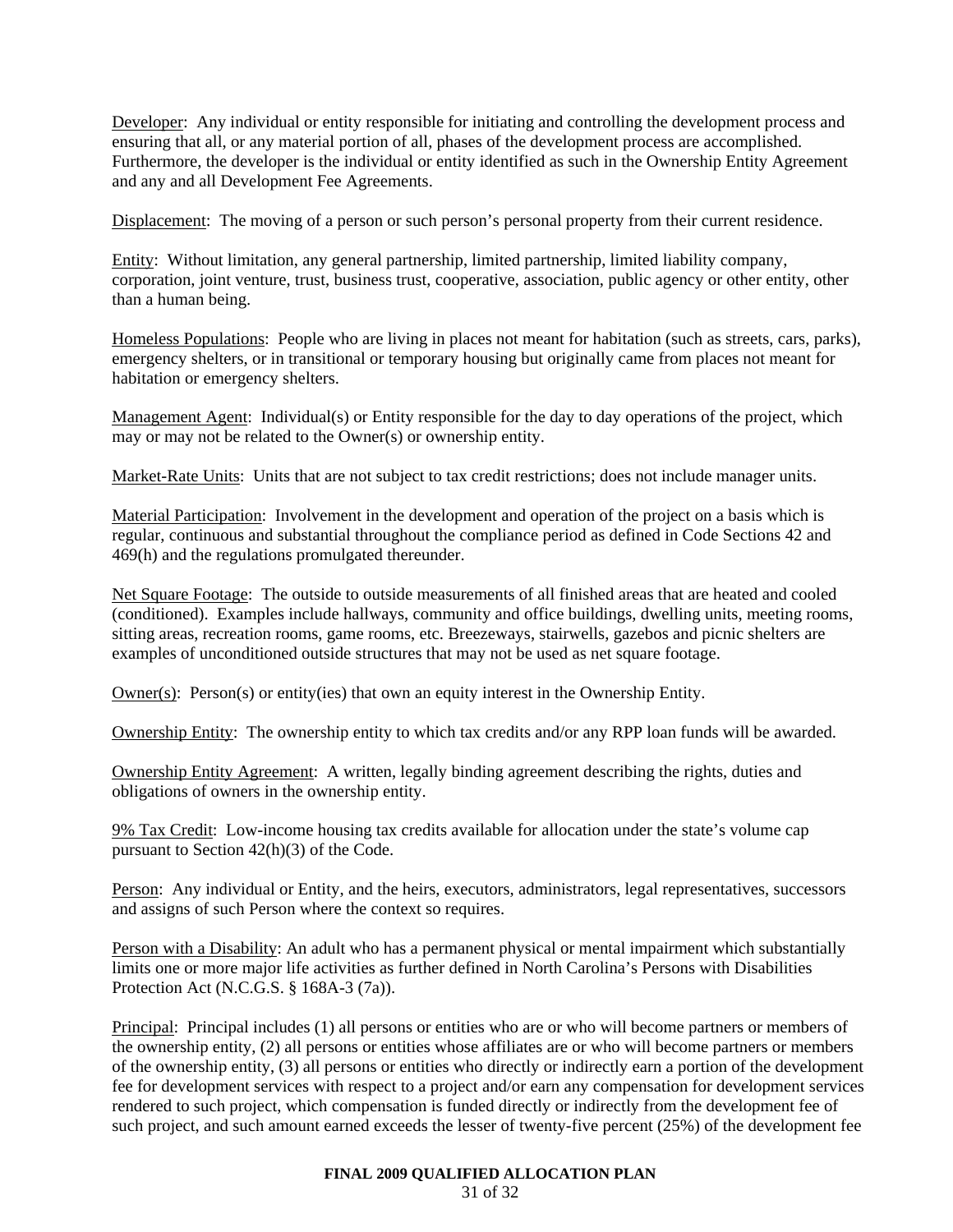Developer: Any individual or entity responsible for initiating and controlling the development process and ensuring that all, or any material portion of all, phases of the development process are accomplished. Furthermore, the developer is the individual or entity identified as such in the Ownership Entity Agreement and any and all Development Fee Agreements.

Displacement: The moving of a person or such person's personal property from their current residence.

Entity: Without limitation, any general partnership, limited partnership, limited liability company, corporation, joint venture, trust, business trust, cooperative, association, public agency or other entity, other than a human being.

Homeless Populations: People who are living in places not meant for habitation (such as streets, cars, parks), emergency shelters, or in transitional or temporary housing but originally came from places not meant for habitation or emergency shelters.

Management Agent: Individual(s) or Entity responsible for the day to day operations of the project, which may or may not be related to the Owner(s) or ownership entity.

Market-Rate Units: Units that are not subject to tax credit restrictions; does not include manager units.

Material Participation: Involvement in the development and operation of the project on a basis which is regular, continuous and substantial throughout the compliance period as defined in Code Sections 42 and 469(h) and the regulations promulgated thereunder.

Net Square Footage: The outside to outside measurements of all finished areas that are heated and cooled (conditioned). Examples include hallways, community and office buildings, dwelling units, meeting rooms, sitting areas, recreation rooms, game rooms, etc. Breezeways, stairwells, gazebos and picnic shelters are examples of unconditioned outside structures that may not be used as net square footage.

Owner(s): Person(s) or entity(ies) that own an equity interest in the Ownership Entity.

Ownership Entity: The ownership entity to which tax credits and/or any RPP loan funds will be awarded.

Ownership Entity Agreement: A written, legally binding agreement describing the rights, duties and obligations of owners in the ownership entity.

9% Tax Credit: Low-income housing tax credits available for allocation under the state's volume cap pursuant to Section 42(h)(3) of the Code.

Person: Any individual or Entity, and the heirs, executors, administrators, legal representatives, successors and assigns of such Person where the context so requires.

Person with a Disability: An adult who has a permanent physical or mental impairment which substantially limits one or more major life activities as further defined in North Carolina's Persons with Disabilities Protection Act (N.C.G.S. § 168A-3 (7a)).

Principal: Principal includes (1) all persons or entities who are or who will become partners or members of the ownership entity, (2) all persons or entities whose affiliates are or who will become partners or members of the ownership entity, (3) all persons or entities who directly or indirectly earn a portion of the development fee for development services with respect to a project and/or earn any compensation for development services rendered to such project, which compensation is funded directly or indirectly from the development fee of such project, and such amount earned exceeds the lesser of twenty-five percent (25%) of the development fee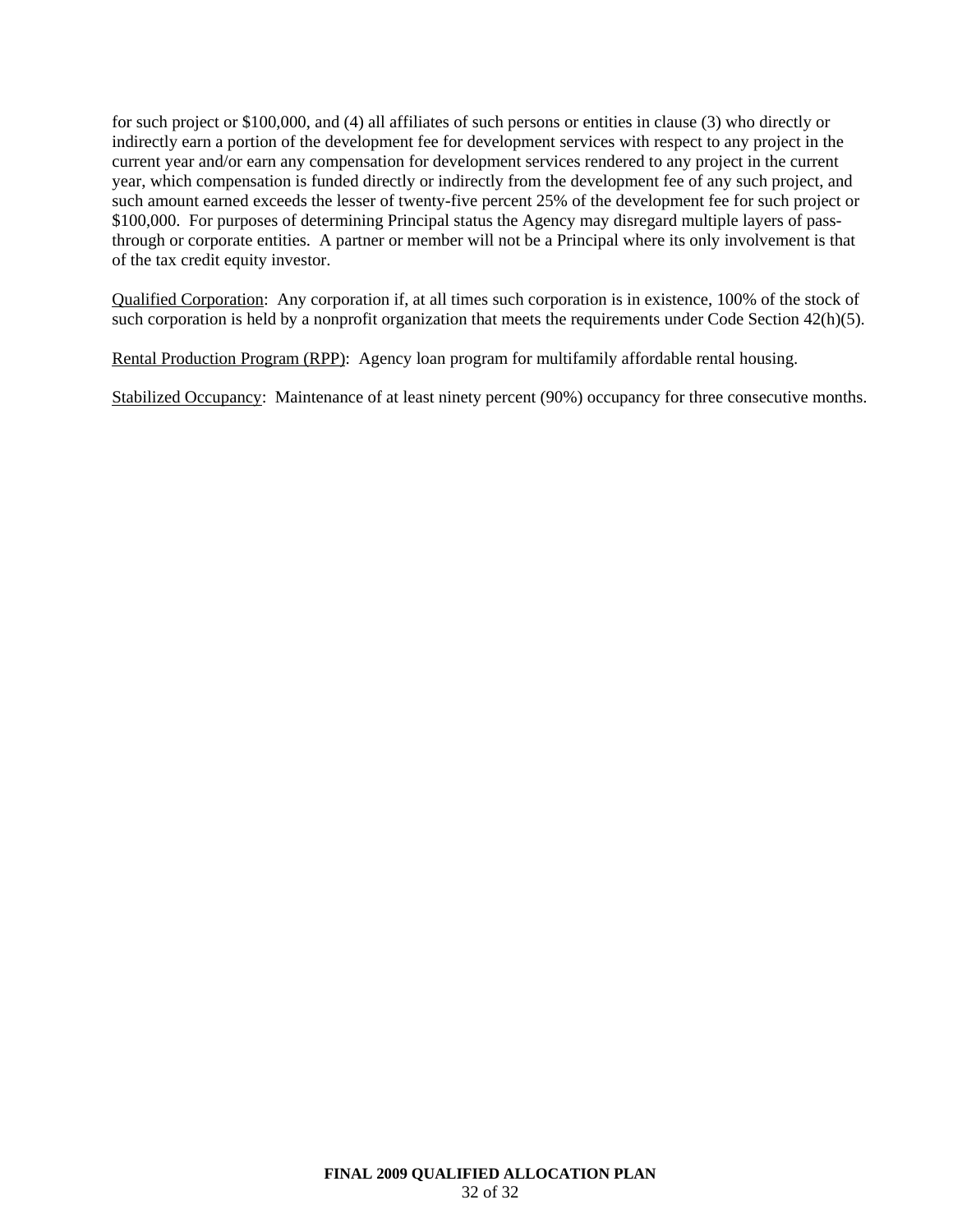for such project or $100,000, and (4) all affiliates of such persons or entities in clause (3) who directly or indirectly earn a portion of the development fee for development services with respect to any project in the current year and/or earn any compensation for development services rendered to any project in the current year, which compensation is funded directly or indirectly from the development fee of any such project, and such amount earned exceeds the lesser of twenty-five percent 25% of the development fee for such project or $100,000. For purposes of determining Principal status the Agency may disregard multiple layers of pass-through or corporate entities. A partner or member will not be a Principal where its only involvement is that of the tax credit equity investor.

<u>Qualified Corporation</u>: Any corporation if, at all times such corporation is in existence, 100% of the stock of such corporation is held by a nonprofit organization that meets the requirements under Code Section 42(h)(5).

<u>Rental Production Program (RPP)</u>: Agency loan program for multifamily affordable rental housing.

<u>Stabilized Occupancy</u>: Maintenance of at least ninety percent (90%) occupancy for three consecutive months.